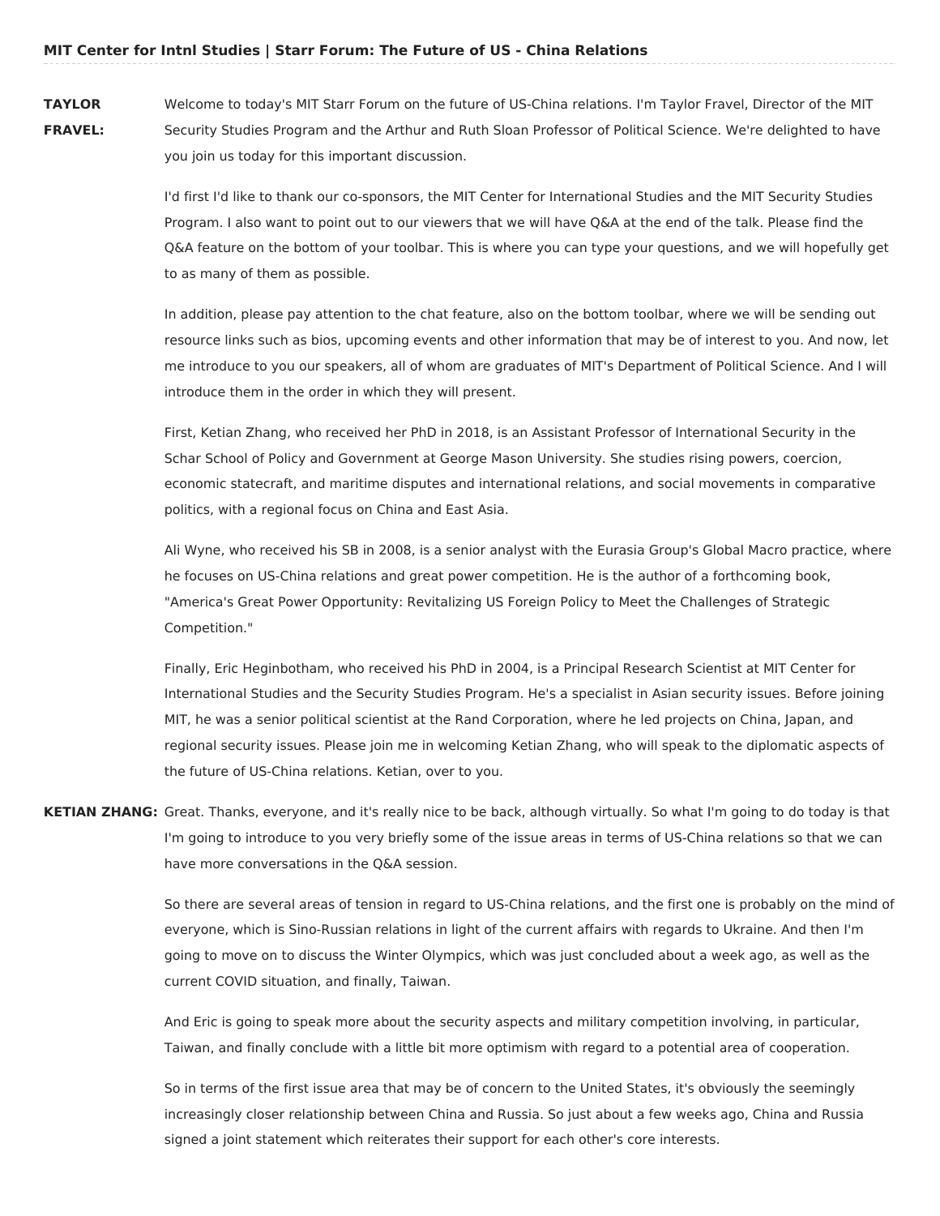# MIT Center for Intnl Studies | Starr Forum: The Future of US - China Relations

**TAYLOR FRAVEL:** Welcome to today's MIT Starr Forum on the future of US-China relations. I'm Taylor Fravel, Director of the MIT Security Studies Program and the Arthur and Ruth Sloan Professor of Political Science. We're delighted to have you join us today for this important discussion.

I'd first I'd like to thank our co-sponsors, the MIT Center for International Studies and the MIT Security Studies Program. I also want to point out to our viewers that we will have Q&A at the end of the talk. Please find the Q&A feature on the bottom of your toolbar. This is where you can type your questions, and we will hopefully get to as many of them as possible.

In addition, please pay attention to the chat feature, also on the bottom toolbar, where we will be sending out resource links such as bios, upcoming events and other information that may be of interest to you. And now, let me introduce to you our speakers, all of whom are graduates of MIT's Department of Political Science. And I will introduce them in the order in which they will present.

First, Ketian Zhang, who received her PhD in 2018, is an Assistant Professor of International Security in the Schar School of Policy and Government at George Mason University. She studies rising powers, coercion, economic statecraft, and maritime disputes and international relations, and social movements in comparative politics, with a regional focus on China and East Asia.

Ali Wyne, who received his SB in 2008, is a senior analyst with the Eurasia Group's Global Macro practice, where he focuses on US-China relations and great power competition. He is the author of a forthcoming book, "America's Great Power Opportunity: Revitalizing US Foreign Policy to Meet the Challenges of Strategic Competition."

Finally, Eric Heginbotham, who received his PhD in 2004, is a Principal Research Scientist at MIT Center for International Studies and the Security Studies Program. He's a specialist in Asian security issues. Before joining MIT, he was a senior political scientist at the Rand Corporation, where he led projects on China, Japan, and regional security issues. Please join me in welcoming Ketian Zhang, who will speak to the diplomatic aspects of the future of US-China relations. Ketian, over to you.

**KETIAN ZHANG:** Great. Thanks, everyone, and it's really nice to be back, although virtually. So what I'm going to do today is that I'm going to introduce to you very briefly some of the issue areas in terms of US-China relations so that we can have more conversations in the Q&A session.

So there are several areas of tension in regard to US-China relations, and the first one is probably on the mind of everyone, which is Sino-Russian relations in light of the current affairs with regards to Ukraine. And then I'm going to move on to discuss the Winter Olympics, which was just concluded about a week ago, as well as the current COVID situation, and finally, Taiwan.

And Eric is going to speak more about the security aspects and military competition involving, in particular, Taiwan, and finally conclude with a little bit more optimism with regard to a potential area of cooperation.

So in terms of the first issue area that may be of concern to the United States, it's obviously the seemingly increasingly closer relationship between China and Russia. So just about a few weeks ago, China and Russia signed a joint statement which reiterates their support for each other's core interests.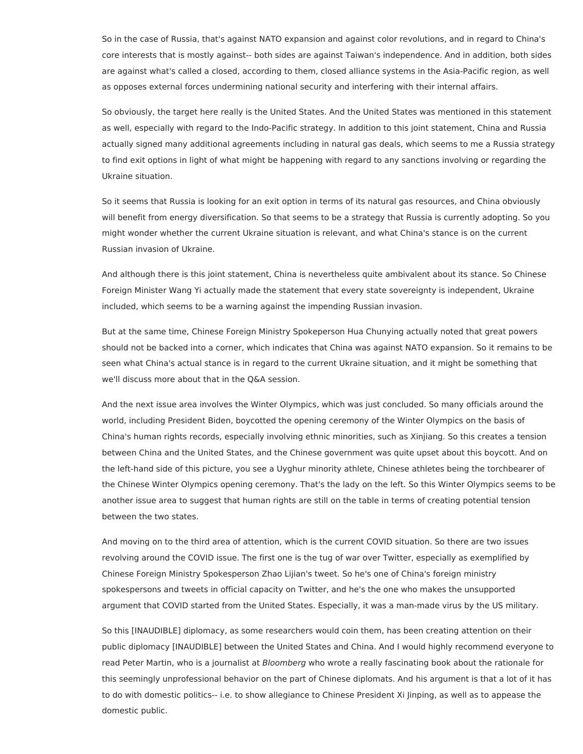So in the case of Russia, that's against NATO expansion and against color revolutions, and in regard to China's core interests that is mostly against-- both sides are against Taiwan's independence. And in addition, both sides are against what's called a closed, according to them, closed alliance systems in the Asia-Pacific region, as well as opposes external forces undermining national security and interfering with their internal affairs.

So obviously, the target here really is the United States. And the United States was mentioned in this statement as well, especially with regard to the Indo-Pacific strategy. In addition to this joint statement, China and Russia actually signed many additional agreements including in natural gas deals, which seems to me a Russia strategy to find exit options in light of what might be happening with regard to any sanctions involving or regarding the Ukraine situation.

So it seems that Russia is looking for an exit option in terms of its natural gas resources, and China obviously will benefit from energy diversification. So that seems to be a strategy that Russia is currently adopting. So you might wonder whether the current Ukraine situation is relevant, and what China's stance is on the current Russian invasion of Ukraine.

And although there is this joint statement, China is nevertheless quite ambivalent about its stance. So Chinese Foreign Minister Wang Yi actually made the statement that every state sovereignty is independent, Ukraine included, which seems to be a warning against the impending Russian invasion.

But at the same time, Chinese Foreign Ministry Spokeperson Hua Chunying actually noted that great powers should not be backed into a corner, which indicates that China was against NATO expansion. So it remains to be seen what China's actual stance is in regard to the current Ukraine situation, and it might be something that we'll discuss more about that in the Q&A session.

And the next issue area involves the Winter Olympics, which was just concluded. So many officials around the world, including President Biden, boycotted the opening ceremony of the Winter Olympics on the basis of China's human rights records, especially involving ethnic minorities, such as Xinjiang. So this creates a tension between China and the United States, and the Chinese government was quite upset about this boycott. And on the left-hand side of this picture, you see a Uyghur minority athlete, Chinese athletes being the torchbearer of the Chinese Winter Olympics opening ceremony. That's the lady on the left. So this Winter Olympics seems to be another issue area to suggest that human rights are still on the table in terms of creating potential tension between the two states.

And moving on to the third area of attention, which is the current COVID situation. So there are two issues revolving around the COVID issue. The first one is the tug of war over Twitter, especially as exemplified by Chinese Foreign Ministry Spokesperson Zhao Lijian's tweet. So he's one of China's foreign ministry spokespersons and tweets in official capacity on Twitter, and he's the one who makes the unsupported argument that COVID started from the United States. Especially, it was a man-made virus by the US military.

So this [INAUDIBLE] diplomacy, as some researchers would coin them, has been creating attention on their public diplomacy [INAUDIBLE] between the United States and China. And I would highly recommend everyone to read Peter Martin, who is a journalist at *Bloomberg* who wrote a really fascinating book about the rationale for this seemingly unprofessional behavior on the part of Chinese diplomats. And his argument is that a lot of it has to do with domestic politics-- i.e. to show allegiance to Chinese President Xi Jinping, as well as to appease the domestic public.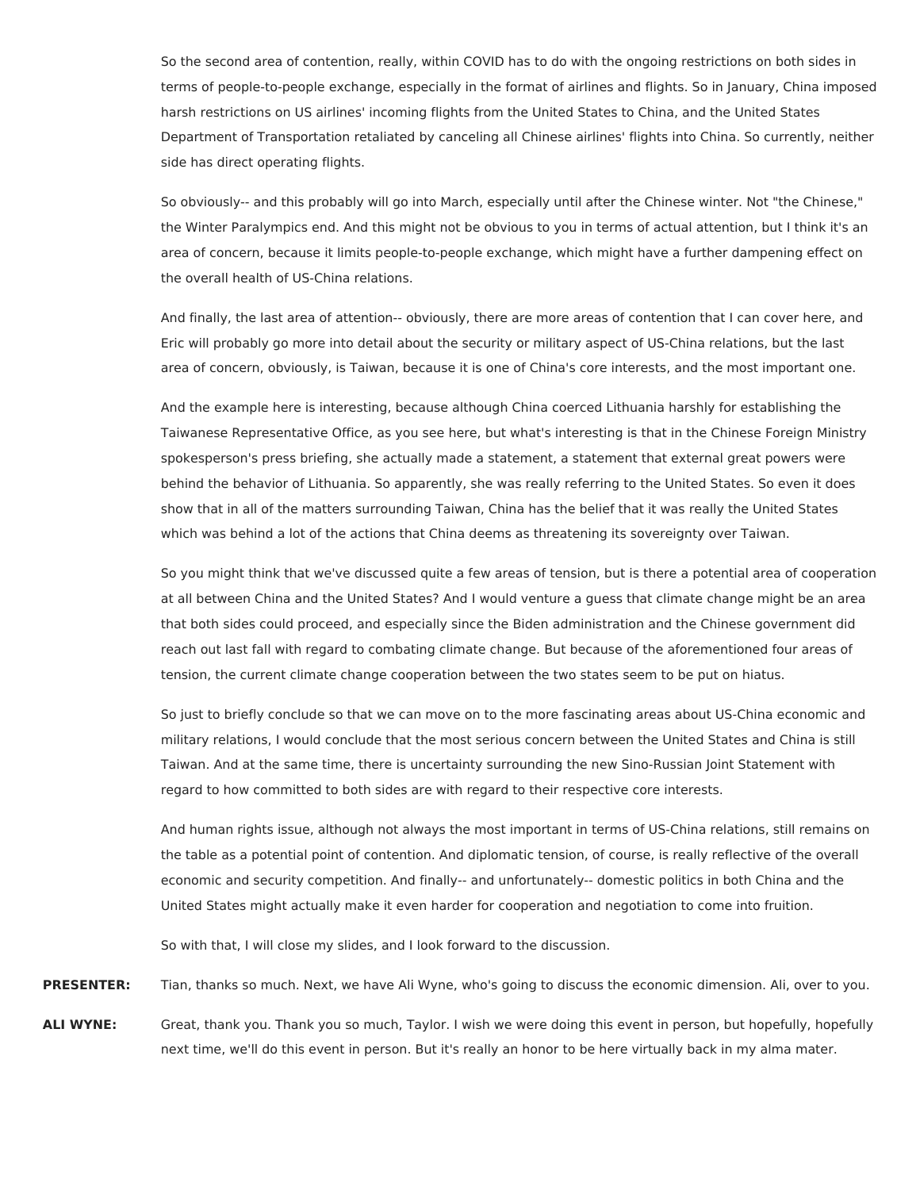So the second area of contention, really, within COVID has to do with the ongoing restrictions on both sides in terms of people-to-people exchange, especially in the format of airlines and flights. So in January, China imposed harsh restrictions on US airlines' incoming flights from the United States to China, and the United States Department of Transportation retaliated by canceling all Chinese airlines' flights into China. So currently, neither side has direct operating flights.

So obviously-- and this probably will go into March, especially until after the Chinese winter. Not "the Chinese," the Winter Paralympics end. And this might not be obvious to you in terms of actual attention, but I think it's an area of concern, because it limits people-to-people exchange, which might have a further dampening effect on the overall health of US-China relations.

And finally, the last area of attention-- obviously, there are more areas of contention that I can cover here, and Eric will probably go more into detail about the security or military aspect of US-China relations, but the last area of concern, obviously, is Taiwan, because it is one of China's core interests, and the most important one.

And the example here is interesting, because although China coerced Lithuania harshly for establishing the Taiwanese Representative Office, as you see here, but what's interesting is that in the Chinese Foreign Ministry spokesperson's press briefing, she actually made a statement, a statement that external great powers were behind the behavior of Lithuania. So apparently, she was really referring to the United States. So even it does show that in all of the matters surrounding Taiwan, China has the belief that it was really the United States which was behind a lot of the actions that China deems as threatening its sovereignty over Taiwan.

So you might think that we've discussed quite a few areas of tension, but is there a potential area of cooperation at all between China and the United States? And I would venture a guess that climate change might be an area that both sides could proceed, and especially since the Biden administration and the Chinese government did reach out last fall with regard to combating climate change. But because of the aforementioned four areas of tension, the current climate change cooperation between the two states seem to be put on hiatus.

So just to briefly conclude so that we can move on to the more fascinating areas about US-China economic and military relations, I would conclude that the most serious concern between the United States and China is still Taiwan. And at the same time, there is uncertainty surrounding the new Sino-Russian Joint Statement with regard to how committed to both sides are with regard to their respective core interests.

And human rights issue, although not always the most important in terms of US-China relations, still remains on the table as a potential point of contention. And diplomatic tension, of course, is really reflective of the overall economic and security competition. And finally-- and unfortunately-- domestic politics in both China and the United States might actually make it even harder for cooperation and negotiation to come into fruition.

So with that, I will close my slides, and I look forward to the discussion.

**PRESENTER:** Tian, thanks so much. Next, we have Ali Wyne, who's going to discuss the economic dimension. Ali, over to you.

**ALI WYNE:** Great, thank you. Thank you so much, Taylor. I wish we were doing this event in person, but hopefully, hopefully next time, we'll do this event in person. But it's really an honor to be here virtually back in my alma mater.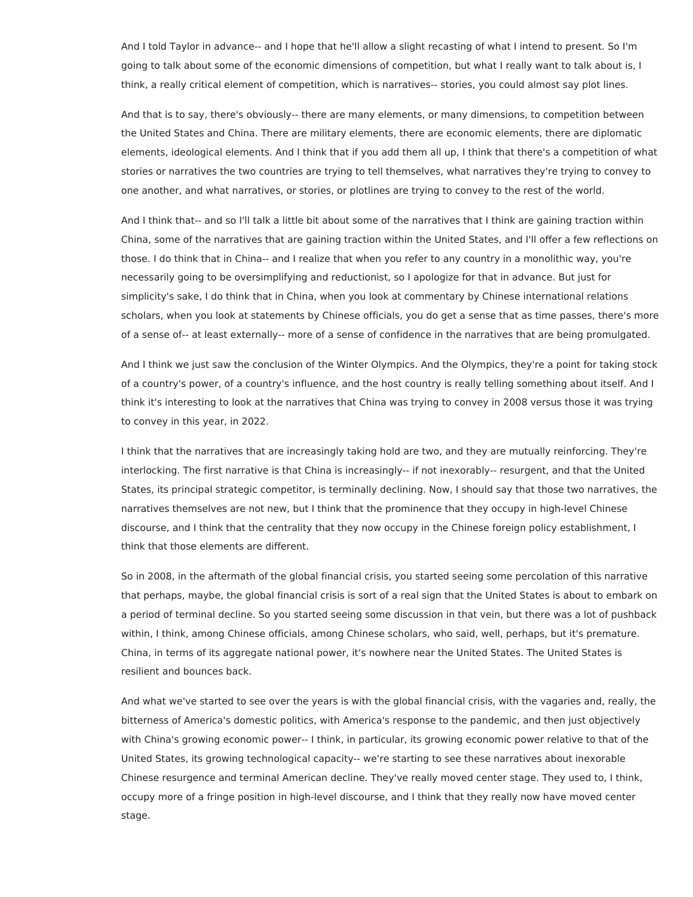And I told Taylor in advance-- and I hope that he'll allow a slight recasting of what I intend to present. So I'm going to talk about some of the economic dimensions of competition, but what I really want to talk about is, I think, a really critical element of competition, which is narratives-- stories, you could almost say plot lines.

And that is to say, there's obviously-- there are many elements, or many dimensions, to competition between the United States and China. There are military elements, there are economic elements, there are diplomatic elements, ideological elements. And I think that if you add them all up, I think that there's a competition of what stories or narratives the two countries are trying to tell themselves, what narratives they're trying to convey to one another, and what narratives, or stories, or plotlines are trying to convey to the rest of the world.

And I think that-- and so I'll talk a little bit about some of the narratives that I think are gaining traction within China, some of the narratives that are gaining traction within the United States, and I'll offer a few reflections on those. I do think that in China-- and I realize that when you refer to any country in a monolithic way, you're necessarily going to be oversimplifying and reductionist, so I apologize for that in advance. But just for simplicity's sake, I do think that in China, when you look at commentary by Chinese international relations scholars, when you look at statements by Chinese officials, you do get a sense that as time passes, there's more of a sense of-- at least externally-- more of a sense of confidence in the narratives that are being promulgated.

And I think we just saw the conclusion of the Winter Olympics. And the Olympics, they're a point for taking stock of a country's power, of a country's influence, and the host country is really telling something about itself. And I think it's interesting to look at the narratives that China was trying to convey in 2008 versus those it was trying to convey in this year, in 2022.

I think that the narratives that are increasingly taking hold are two, and they are mutually reinforcing. They're interlocking. The first narrative is that China is increasingly-- if not inexorably-- resurgent, and that the United States, its principal strategic competitor, is terminally declining. Now, I should say that those two narratives, the narratives themselves are not new, but I think that the prominence that they occupy in high-level Chinese discourse, and I think that the centrality that they now occupy in the Chinese foreign policy establishment, I think that those elements are different.

So in 2008, in the aftermath of the global financial crisis, you started seeing some percolation of this narrative that perhaps, maybe, the global financial crisis is sort of a real sign that the United States is about to embark on a period of terminal decline. So you started seeing some discussion in that vein, but there was a lot of pushback within, I think, among Chinese officials, among Chinese scholars, who said, well, perhaps, but it's premature. China, in terms of its aggregate national power, it's nowhere near the United States. The United States is resilient and bounces back.

And what we've started to see over the years is with the global financial crisis, with the vagaries and, really, the bitterness of America's domestic politics, with America's response to the pandemic, and then just objectively with China's growing economic power-- I think, in particular, its growing economic power relative to that of the United States, its growing technological capacity-- we're starting to see these narratives about inexorable Chinese resurgence and terminal American decline. They've really moved center stage. They used to, I think, occupy more of a fringe position in high-level discourse, and I think that they really now have moved center stage.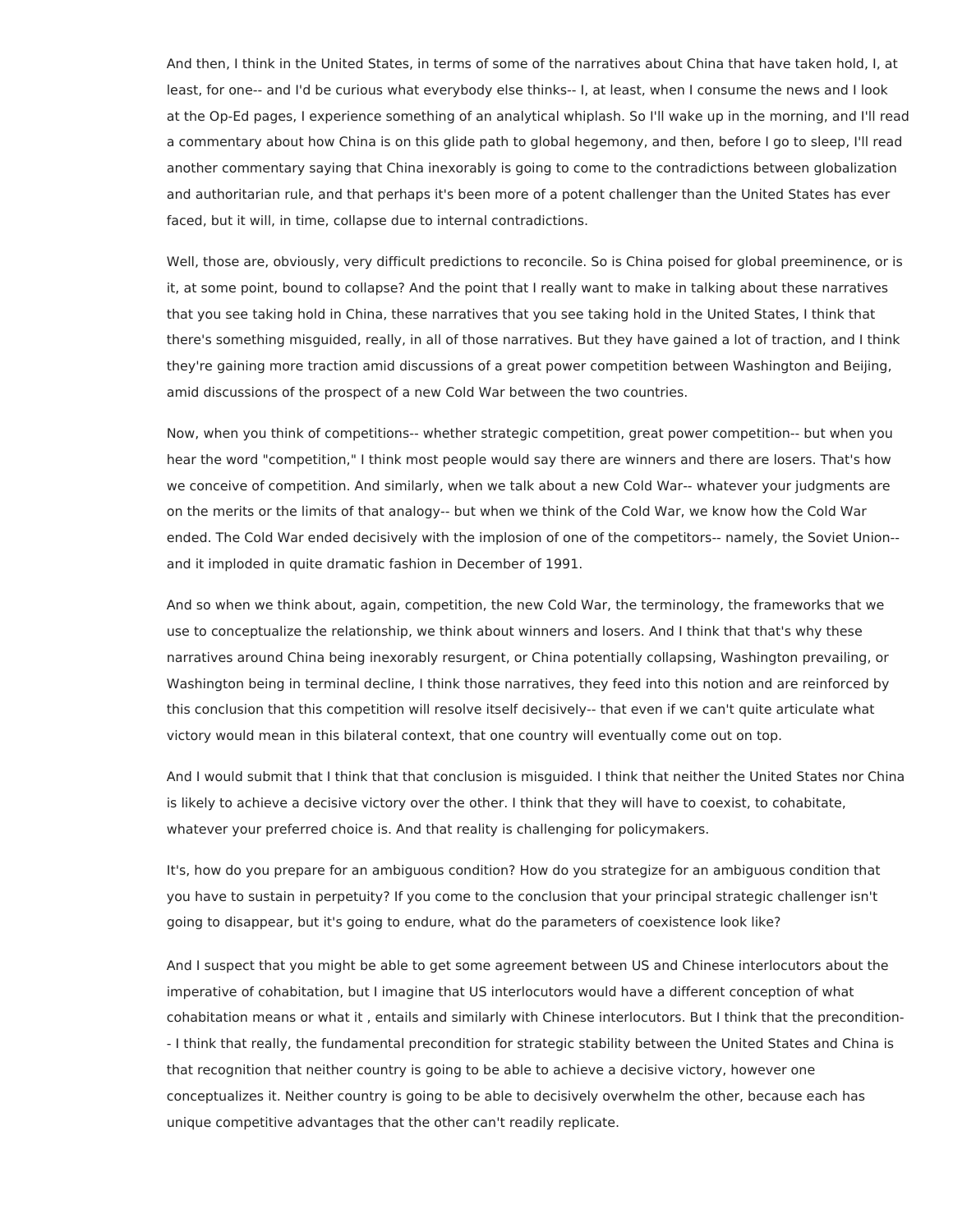And then, I think in the United States, in terms of some of the narratives about China that have taken hold, I, at least, for one-- and I'd be curious what everybody else thinks-- I, at least, when I consume the news and I look at the Op-Ed pages, I experience something of an analytical whiplash. So I'll wake up in the morning, and I'll read a commentary about how China is on this glide path to global hegemony, and then, before I go to sleep, I'll read another commentary saying that China inexorably is going to come to the contradictions between globalization and authoritarian rule, and that perhaps it's been more of a potent challenger than the United States has ever faced, but it will, in time, collapse due to internal contradictions.

Well, those are, obviously, very difficult predictions to reconcile. So is China poised for global preeminence, or is it, at some point, bound to collapse? And the point that I really want to make in talking about these narratives that you see taking hold in China, these narratives that you see taking hold in the United States, I think that there's something misguided, really, in all of those narratives. But they have gained a lot of traction, and I think they're gaining more traction amid discussions of a great power competition between Washington and Beijing, amid discussions of the prospect of a new Cold War between the two countries.

Now, when you think of competitions-- whether strategic competition, great power competition-- but when you hear the word "competition," I think most people would say there are winners and there are losers. That's how we conceive of competition. And similarly, when we talk about a new Cold War-- whatever your judgments are on the merits or the limits of that analogy-- but when we think of the Cold War, we know how the Cold War ended. The Cold War ended decisively with the implosion of one of the competitors-- namely, the Soviet Union-- and it imploded in quite dramatic fashion in December of 1991.

And so when we think about, again, competition, the new Cold War, the terminology, the frameworks that we use to conceptualize the relationship, we think about winners and losers. And I think that that's why these narratives around China being inexorably resurgent, or China potentially collapsing, Washington prevailing, or Washington being in terminal decline, I think those narratives, they feed into this notion and are reinforced by this conclusion that this competition will resolve itself decisively-- that even if we can't quite articulate what victory would mean in this bilateral context, that one country will eventually come out on top.

And I would submit that I think that that conclusion is misguided. I think that neither the United States nor China is likely to achieve a decisive victory over the other. I think that they will have to coexist, to cohabitate, whatever your preferred choice is. And that reality is challenging for policymakers.

It's, how do you prepare for an ambiguous condition? How do you strategize for an ambiguous condition that you have to sustain in perpetuity? If you come to the conclusion that your principal strategic challenger isn't going to disappear, but it's going to endure, what do the parameters of coexistence look like?

And I suspect that you might be able to get some agreement between US and Chinese interlocutors about the imperative of cohabitation, but I imagine that US interlocutors would have a different conception of what cohabitation means or what it , entails and similarly with Chinese interlocutors. But I think that the precondition-- I think that really, the fundamental precondition for strategic stability between the United States and China is that recognition that neither country is going to be able to achieve a decisive victory, however one conceptualizes it. Neither country is going to be able to decisively overwhelm the other, because each has unique competitive advantages that the other can't readily replicate.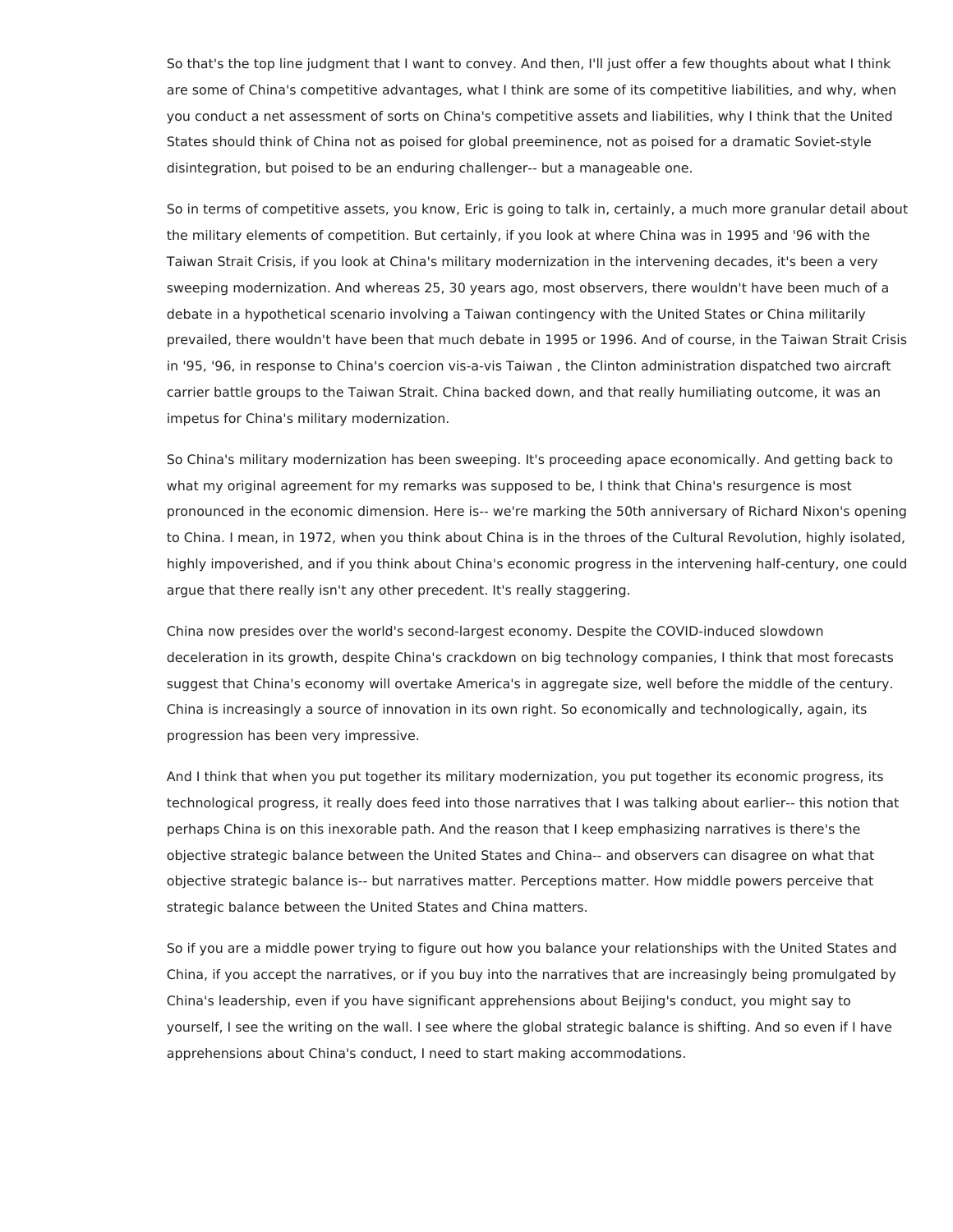So that's the top line judgment that I want to convey. And then, I'll just offer a few thoughts about what I think are some of China's competitive advantages, what I think are some of its competitive liabilities, and why, when you conduct a net assessment of sorts on China's competitive assets and liabilities, why I think that the United States should think of China not as poised for global preeminence, not as poised for a dramatic Soviet-style disintegration, but poised to be an enduring challenger-- but a manageable one.

So in terms of competitive assets, you know, Eric is going to talk in, certainly, a much more granular detail about the military elements of competition. But certainly, if you look at where China was in 1995 and '96 with the Taiwan Strait Crisis, if you look at China's military modernization in the intervening decades, it's been a very sweeping modernization. And whereas 25, 30 years ago, most observers, there wouldn't have been much of a debate in a hypothetical scenario involving a Taiwan contingency with the United States or China militarily prevailed, there wouldn't have been that much debate in 1995 or 1996. And of course, in the Taiwan Strait Crisis in '95, '96, in response to China's coercion vis-a-vis Taiwan , the Clinton administration dispatched two aircraft carrier battle groups to the Taiwan Strait. China backed down, and that really humiliating outcome, it was an impetus for China's military modernization.

So China's military modernization has been sweeping. It's proceeding apace economically. And getting back to what my original agreement for my remarks was supposed to be, I think that China's resurgence is most pronounced in the economic dimension. Here is-- we're marking the 50th anniversary of Richard Nixon's opening to China. I mean, in 1972, when you think about China is in the throes of the Cultural Revolution, highly isolated, highly impoverished, and if you think about China's economic progress in the intervening half-century, one could argue that there really isn't any other precedent. It's really staggering.

China now presides over the world's second-largest economy. Despite the COVID-induced slowdown deceleration in its growth, despite China's crackdown on big technology companies, I think that most forecasts suggest that China's economy will overtake America's in aggregate size, well before the middle of the century. China is increasingly a source of innovation in its own right. So economically and technologically, again, its progression has been very impressive.

And I think that when you put together its military modernization, you put together its economic progress, its technological progress, it really does feed into those narratives that I was talking about earlier-- this notion that perhaps China is on this inexorable path. And the reason that I keep emphasizing narratives is there's the objective strategic balance between the United States and China-- and observers can disagree on what that objective strategic balance is-- but narratives matter. Perceptions matter. How middle powers perceive that strategic balance between the United States and China matters.

So if you are a middle power trying to figure out how you balance your relationships with the United States and China, if you accept the narratives, or if you buy into the narratives that are increasingly being promulgated by China's leadership, even if you have significant apprehensions about Beijing's conduct, you might say to yourself, I see the writing on the wall. I see where the global strategic balance is shifting. And so even if I have apprehensions about China's conduct, I need to start making accommodations.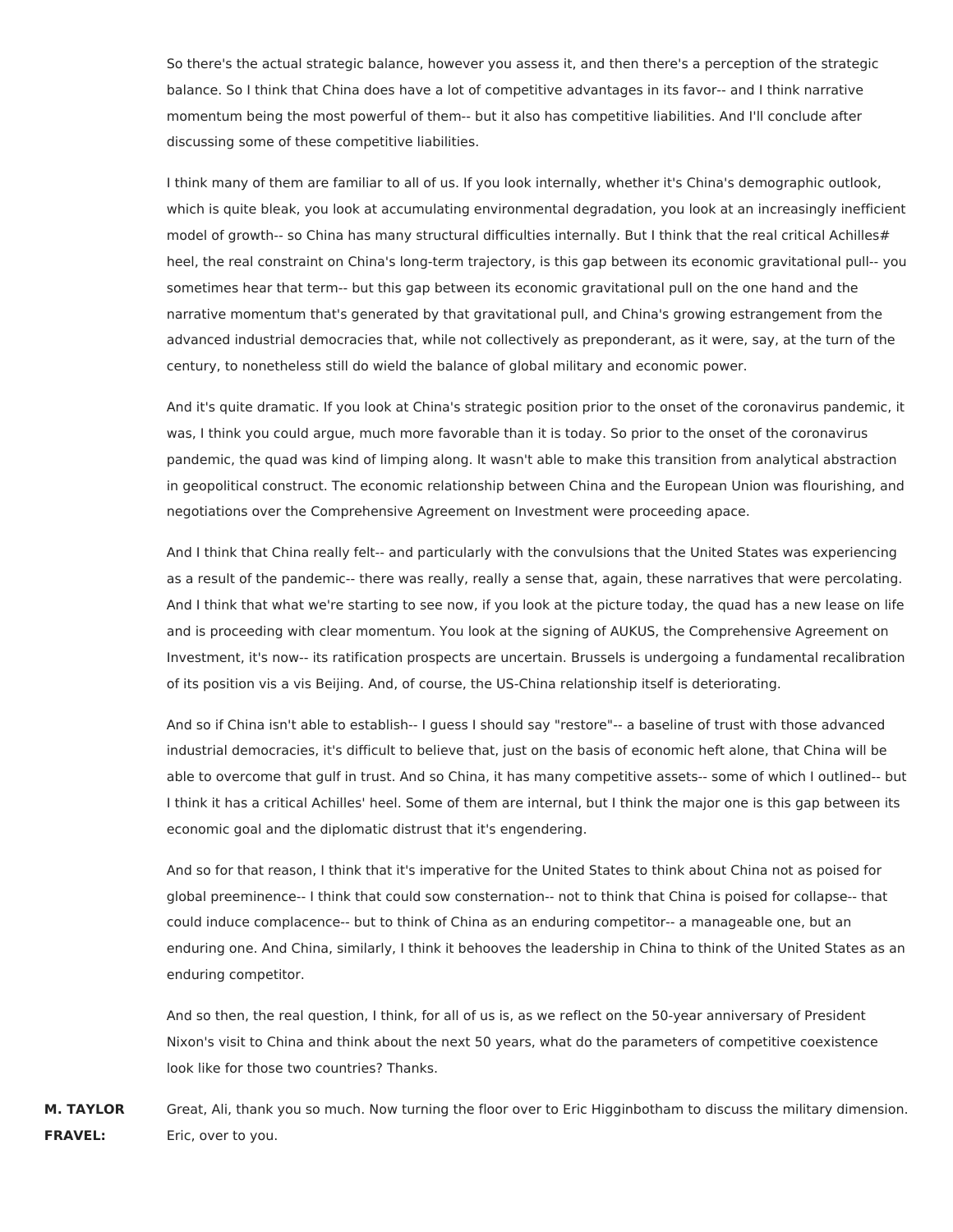So there's the actual strategic balance, however you assess it, and then there's a perception of the strategic balance. So I think that China does have a lot of competitive advantages in its favor-- and I think narrative momentum being the most powerful of them-- but it also has competitive liabilities. And I'll conclude after discussing some of these competitive liabilities.

I think many of them are familiar to all of us. If you look internally, whether it's China's demographic outlook, which is quite bleak, you look at accumulating environmental degradation, you look at an increasingly inefficient model of growth-- so China has many structural difficulties internally. But I think that the real critical Achilles# heel, the real constraint on China's long-term trajectory, is this gap between its economic gravitational pull-- you sometimes hear that term-- but this gap between its economic gravitational pull on the one hand and the narrative momentum that's generated by that gravitational pull, and China's growing estrangement from the advanced industrial democracies that, while not collectively as preponderant, as it were, say, at the turn of the century, to nonetheless still do wield the balance of global military and economic power.

And it's quite dramatic. If you look at China's strategic position prior to the onset of the coronavirus pandemic, it was, I think you could argue, much more favorable than it is today. So prior to the onset of the coronavirus pandemic, the quad was kind of limping along. It wasn't able to make this transition from analytical abstraction in geopolitical construct. The economic relationship between China and the European Union was flourishing, and negotiations over the Comprehensive Agreement on Investment were proceeding apace.

And I think that China really felt-- and particularly with the convulsions that the United States was experiencing as a result of the pandemic-- there was really, really a sense that, again, these narratives that were percolating. And I think that what we're starting to see now, if you look at the picture today, the quad has a new lease on life and is proceeding with clear momentum. You look at the signing of AUKUS, the Comprehensive Agreement on Investment, it's now-- its ratification prospects are uncertain. Brussels is undergoing a fundamental recalibration of its position vis a vis Beijing. And, of course, the US-China relationship itself is deteriorating.

And so if China isn't able to establish-- I guess I should say "restore"-- a baseline of trust with those advanced industrial democracies, it's difficult to believe that, just on the basis of economic heft alone, that China will be able to overcome that gulf in trust. And so China, it has many competitive assets-- some of which I outlined-- but I think it has a critical Achilles' heel. Some of them are internal, but I think the major one is this gap between its economic goal and the diplomatic distrust that it's engendering.

And so for that reason, I think that it's imperative for the United States to think about China not as poised for global preeminence-- I think that could sow consternation-- not to think that China is poised for collapse-- that could induce complacence-- but to think of China as an enduring competitor-- a manageable one, but an enduring one. And China, similarly, I think it behooves the leadership in China to think of the United States as an enduring competitor.

And so then, the real question, I think, for all of us is, as we reflect on the 50-year anniversary of President Nixon's visit to China and think about the next 50 years, what do the parameters of competitive coexistence look like for those two countries? Thanks.

**M. TAYLOR FRAVEL:** Great, Ali, thank you so much. Now turning the floor over to Eric Higginbotham to discuss the military dimension. Eric, over to you.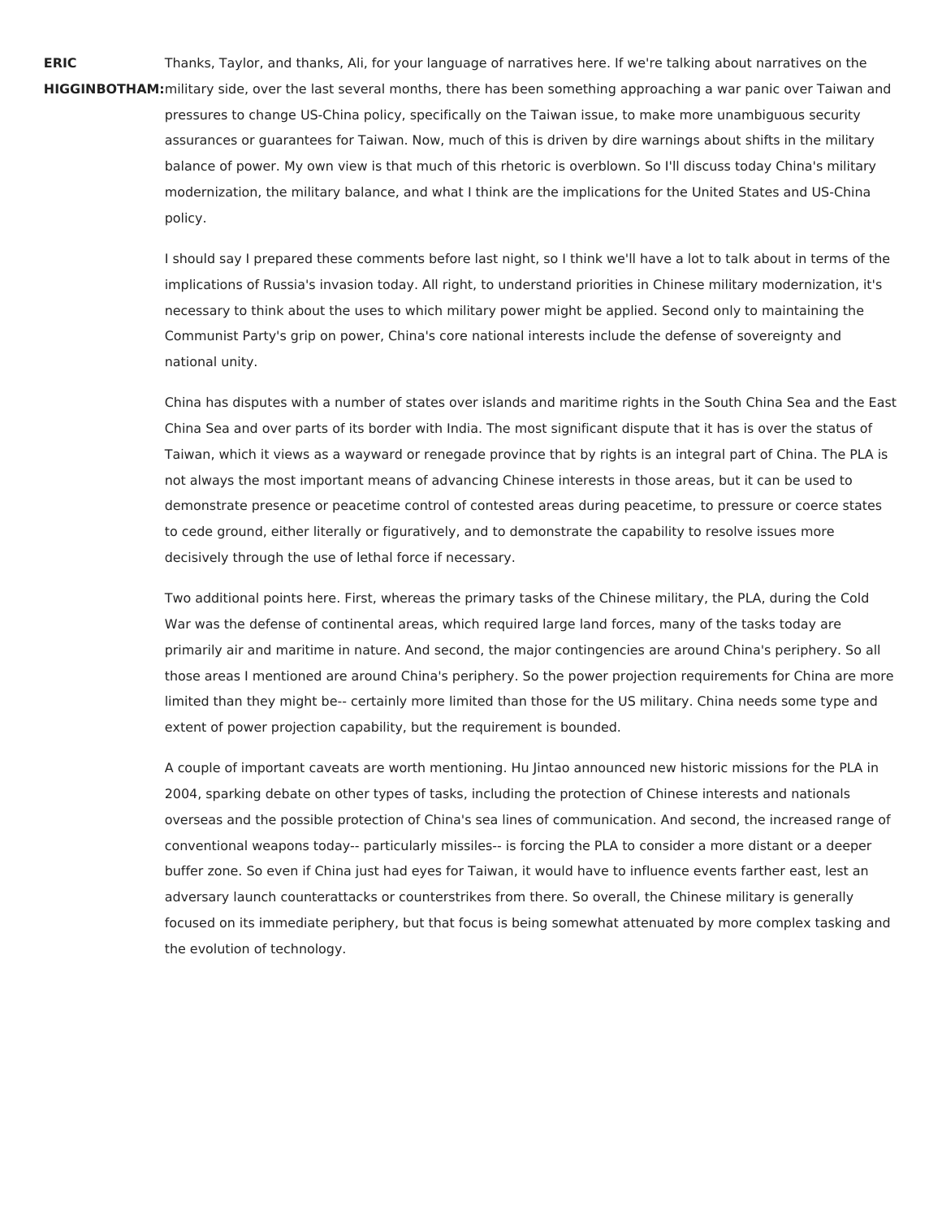**ERIC HIGGINBOTHAM:** Thanks, Taylor, and thanks, Ali, for your language of narratives here. If we're talking about narratives on the military side, over the last several months, there has been something approaching a war panic over Taiwan and pressures to change US-China policy, specifically on the Taiwan issue, to make more unambiguous security assurances or guarantees for Taiwan. Now, much of this is driven by dire warnings about shifts in the military balance of power. My own view is that much of this rhetoric is overblown. So I'll discuss today China's military modernization, the military balance, and what I think are the implications for the United States and US-China policy.

I should say I prepared these comments before last night, so I think we'll have a lot to talk about in terms of the implications of Russia's invasion today. All right, to understand priorities in Chinese military modernization, it's necessary to think about the uses to which military power might be applied. Second only to maintaining the Communist Party's grip on power, China's core national interests include the defense of sovereignty and national unity.

China has disputes with a number of states over islands and maritime rights in the South China Sea and the East China Sea and over parts of its border with India. The most significant dispute that it has is over the status of Taiwan, which it views as a wayward or renegade province that by rights is an integral part of China. The PLA is not always the most important means of advancing Chinese interests in those areas, but it can be used to demonstrate presence or peacetime control of contested areas during peacetime, to pressure or coerce states to cede ground, either literally or figuratively, and to demonstrate the capability to resolve issues more decisively through the use of lethal force if necessary.

Two additional points here. First, whereas the primary tasks of the Chinese military, the PLA, during the Cold War was the defense of continental areas, which required large land forces, many of the tasks today are primarily air and maritime in nature. And second, the major contingencies are around China's periphery. So all those areas I mentioned are around China's periphery. So the power projection requirements for China are more limited than they might be-- certainly more limited than those for the US military. China needs some type and extent of power projection capability, but the requirement is bounded.

A couple of important caveats are worth mentioning. Hu Jintao announced new historic missions for the PLA in 2004, sparking debate on other types of tasks, including the protection of Chinese interests and nationals overseas and the possible protection of China's sea lines of communication. And second, the increased range of conventional weapons today-- particularly missiles-- is forcing the PLA to consider a more distant or a deeper buffer zone. So even if China just had eyes for Taiwan, it would have to influence events farther east, lest an adversary launch counterattacks or counterstrikes from there. So overall, the Chinese military is generally focused on its immediate periphery, but that focus is being somewhat attenuated by more complex tasking and the evolution of technology.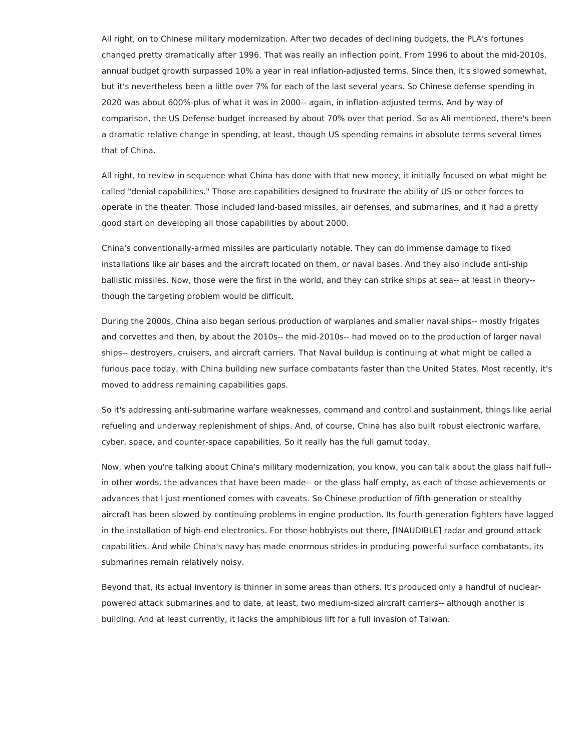All right, on to Chinese military modernization. After two decades of declining budgets, the PLA's fortunes changed pretty dramatically after 1996. That was really an inflection point. From 1996 to about the mid-2010s, annual budget growth surpassed 10% a year in real inflation-adjusted terms. Since then, it's slowed somewhat, but it's nevertheless been a little over 7% for each of the last several years. So Chinese defense spending in 2020 was about 600%-plus of what it was in 2000-- again, in inflation-adjusted terms. And by way of comparison, the US Defense budget increased by about 70% over that period. So as Ali mentioned, there's been a dramatic relative change in spending, at least, though US spending remains in absolute terms several times that of China.

All right, to review in sequence what China has done with that new money, it initially focused on what might be called "denial capabilities." Those are capabilities designed to frustrate the ability of US or other forces to operate in the theater. Those included land-based missiles, air defenses, and submarines, and it had a pretty good start on developing all those capabilities by about 2000.

China's conventionally-armed missiles are particularly notable. They can do immense damage to fixed installations like air bases and the aircraft located on them, or naval bases. And they also include anti-ship ballistic missiles. Now, those were the first in the world, and they can strike ships at sea-- at least in theory-- though the targeting problem would be difficult.

During the 2000s, China also began serious production of warplanes and smaller naval ships-- mostly frigates and corvettes and then, by about the 2010s-- the mid-2010s-- had moved on to the production of larger naval ships-- destroyers, cruisers, and aircraft carriers. That Naval buildup is continuing at what might be called a furious pace today, with China building new surface combatants faster than the United States. Most recently, it's moved to address remaining capabilities gaps.

So it's addressing anti-submarine warfare weaknesses, command and control and sustainment, things like aerial refueling and underway replenishment of ships. And, of course, China has also built robust electronic warfare, cyber, space, and counter-space capabilities. So it really has the full gamut today.

Now, when you're talking about China's military modernization, you know, you can talk about the glass half full-- in other words, the advances that have been made-- or the glass half empty, as each of those achievements or advances that I just mentioned comes with caveats. So Chinese production of fifth-generation or stealthy aircraft has been slowed by continuing problems in engine production. Its fourth-generation fighters have lagged in the installation of high-end electronics. For those hobbyists out there, [INAUDIBLE] radar and ground attack capabilities. And while China's navy has made enormous strides in producing powerful surface combatants, its submarines remain relatively noisy.

Beyond that, its actual inventory is thinner in some areas than others. It's produced only a handful of nuclear-powered attack submarines and to date, at least, two medium-sized aircraft carriers-- although another is building. And at least currently, it lacks the amphibious lift for a full invasion of Taiwan.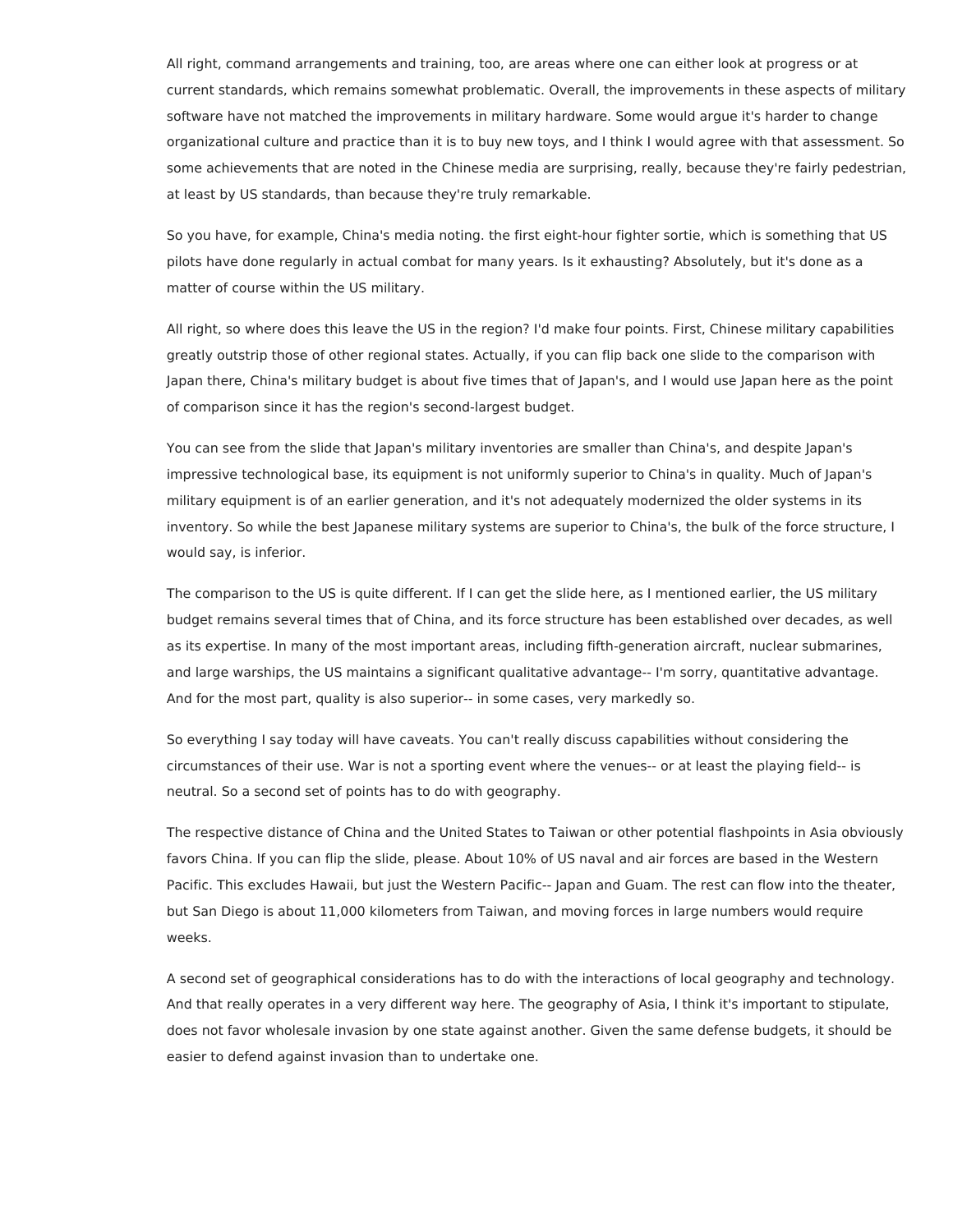All right, command arrangements and training, too, are areas where one can either look at progress or at current standards, which remains somewhat problematic. Overall, the improvements in these aspects of military software have not matched the improvements in military hardware. Some would argue it's harder to change organizational culture and practice than it is to buy new toys, and I think I would agree with that assessment. So some achievements that are noted in the Chinese media are surprising, really, because they're fairly pedestrian, at least by US standards, than because they're truly remarkable.

So you have, for example, China's media noting. the first eight-hour fighter sortie, which is something that US pilots have done regularly in actual combat for many years. Is it exhausting? Absolutely, but it's done as a matter of course within the US military.

All right, so where does this leave the US in the region? I'd make four points. First, Chinese military capabilities greatly outstrip those of other regional states. Actually, if you can flip back one slide to the comparison with Japan there, China's military budget is about five times that of Japan's, and I would use Japan here as the point of comparison since it has the region's second-largest budget.

You can see from the slide that Japan's military inventories are smaller than China's, and despite Japan's impressive technological base, its equipment is not uniformly superior to China's in quality. Much of Japan's military equipment is of an earlier generation, and it's not adequately modernized the older systems in its inventory. So while the best Japanese military systems are superior to China's, the bulk of the force structure, I would say, is inferior.

The comparison to the US is quite different. If I can get the slide here, as I mentioned earlier, the US military budget remains several times that of China, and its force structure has been established over decades, as well as its expertise. In many of the most important areas, including fifth-generation aircraft, nuclear submarines, and large warships, the US maintains a significant qualitative advantage-- I'm sorry, quantitative advantage. And for the most part, quality is also superior-- in some cases, very markedly so.

So everything I say today will have caveats. You can't really discuss capabilities without considering the circumstances of their use. War is not a sporting event where the venues-- or at least the playing field-- is neutral. So a second set of points has to do with geography.

The respective distance of China and the United States to Taiwan or other potential flashpoints in Asia obviously favors China. If you can flip the slide, please. About 10% of US naval and air forces are based in the Western Pacific. This excludes Hawaii, but just the Western Pacific-- Japan and Guam. The rest can flow into the theater, but San Diego is about 11,000 kilometers from Taiwan, and moving forces in large numbers would require weeks.

A second set of geographical considerations has to do with the interactions of local geography and technology. And that really operates in a very different way here. The geography of Asia, I think it's important to stipulate, does not favor wholesale invasion by one state against another. Given the same defense budgets, it should be easier to defend against invasion than to undertake one.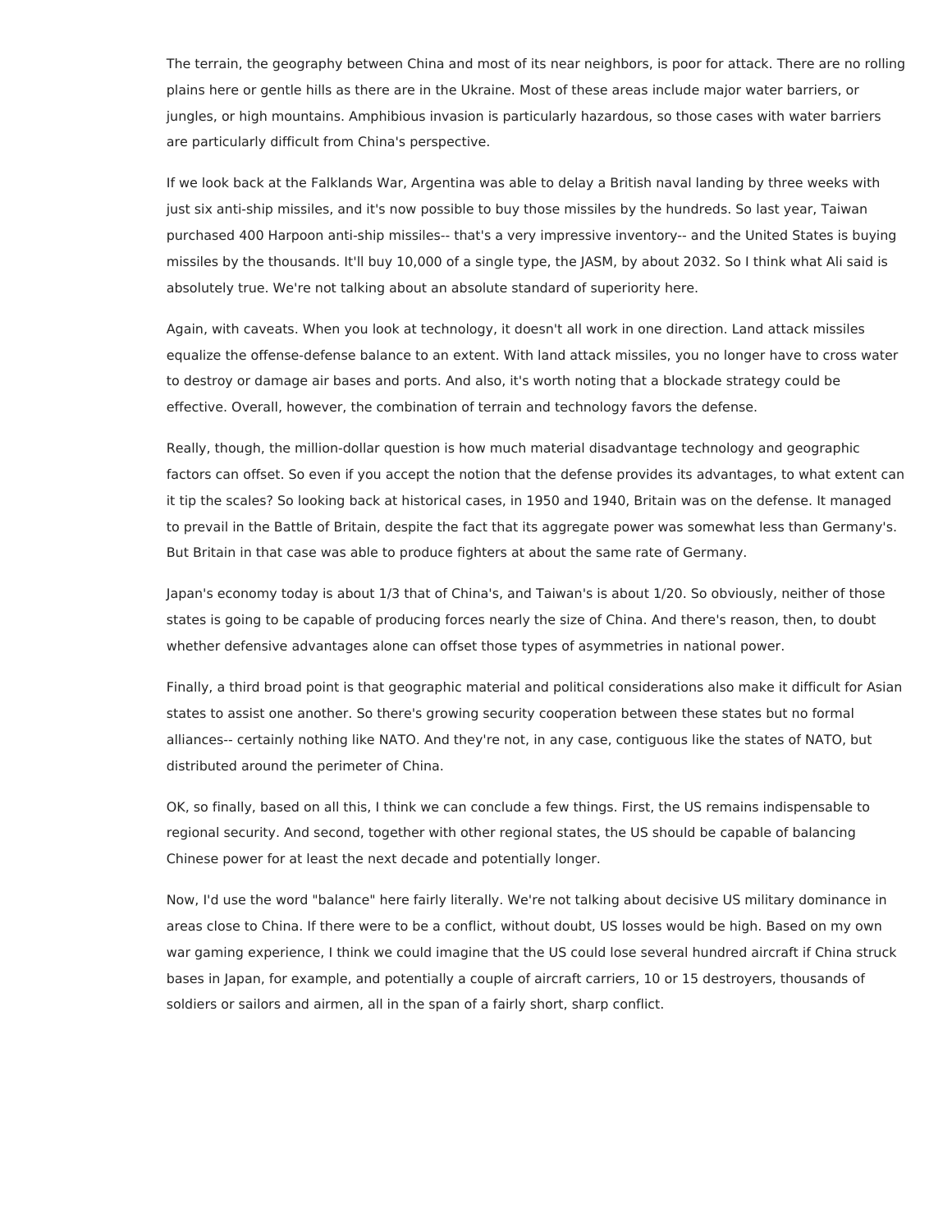The terrain, the geography between China and most of its near neighbors, is poor for attack. There are no rolling plains here or gentle hills as there are in the Ukraine. Most of these areas include major water barriers, or jungles, or high mountains. Amphibious invasion is particularly hazardous, so those cases with water barriers are particularly difficult from China's perspective.

If we look back at the Falklands War, Argentina was able to delay a British naval landing by three weeks with just six anti-ship missiles, and it's now possible to buy those missiles by the hundreds. So last year, Taiwan purchased 400 Harpoon anti-ship missiles-- that's a very impressive inventory-- and the United States is buying missiles by the thousands. It'll buy 10,000 of a single type, the JASM, by about 2032. So I think what Ali said is absolutely true. We're not talking about an absolute standard of superiority here.

Again, with caveats. When you look at technology, it doesn't all work in one direction. Land attack missiles equalize the offense-defense balance to an extent. With land attack missiles, you no longer have to cross water to destroy or damage air bases and ports. And also, it's worth noting that a blockade strategy could be effective. Overall, however, the combination of terrain and technology favors the defense.

Really, though, the million-dollar question is how much material disadvantage technology and geographic factors can offset. So even if you accept the notion that the defense provides its advantages, to what extent can it tip the scales? So looking back at historical cases, in 1950 and 1940, Britain was on the defense. It managed to prevail in the Battle of Britain, despite the fact that its aggregate power was somewhat less than Germany's. But Britain in that case was able to produce fighters at about the same rate of Germany.

Japan's economy today is about 1/3 that of China's, and Taiwan's is about 1/20. So obviously, neither of those states is going to be capable of producing forces nearly the size of China. And there's reason, then, to doubt whether defensive advantages alone can offset those types of asymmetries in national power.

Finally, a third broad point is that geographic material and political considerations also make it difficult for Asian states to assist one another. So there's growing security cooperation between these states but no formal alliances-- certainly nothing like NATO. And they're not, in any case, contiguous like the states of NATO, but distributed around the perimeter of China.

OK, so finally, based on all this, I think we can conclude a few things. First, the US remains indispensable to regional security. And second, together with other regional states, the US should be capable of balancing Chinese power for at least the next decade and potentially longer.

Now, I'd use the word "balance" here fairly literally. We're not talking about decisive US military dominance in areas close to China. If there were to be a conflict, without doubt, US losses would be high. Based on my own war gaming experience, I think we could imagine that the US could lose several hundred aircraft if China struck bases in Japan, for example, and potentially a couple of aircraft carriers, 10 or 15 destroyers, thousands of soldiers or sailors and airmen, all in the span of a fairly short, sharp conflict.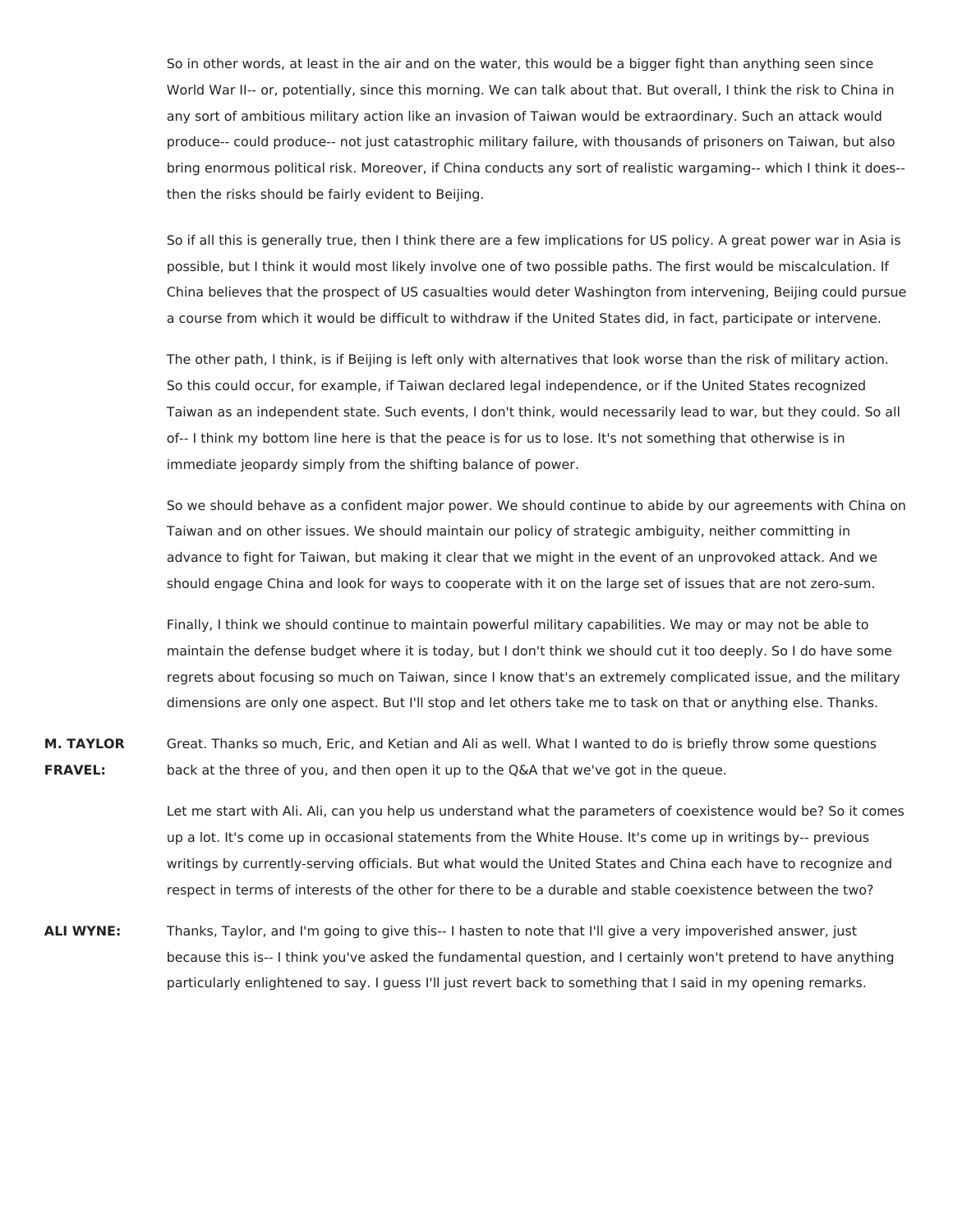So in other words, at least in the air and on the water, this would be a bigger fight than anything seen since World War II-- or, potentially, since this morning. We can talk about that. But overall, I think the risk to China in any sort of ambitious military action like an invasion of Taiwan would be extraordinary. Such an attack would produce-- could produce-- not just catastrophic military failure, with thousands of prisoners on Taiwan, but also bring enormous political risk. Moreover, if China conducts any sort of realistic wargaming-- which I think it does-- then the risks should be fairly evident to Beijing.

So if all this is generally true, then I think there are a few implications for US policy. A great power war in Asia is possible, but I think it would most likely involve one of two possible paths. The first would be miscalculation. If China believes that the prospect of US casualties would deter Washington from intervening, Beijing could pursue a course from which it would be difficult to withdraw if the United States did, in fact, participate or intervene.

The other path, I think, is if Beijing is left only with alternatives that look worse than the risk of military action. So this could occur, for example, if Taiwan declared legal independence, or if the United States recognized Taiwan as an independent state. Such events, I don't think, would necessarily lead to war, but they could. So all of-- I think my bottom line here is that the peace is for us to lose. It's not something that otherwise is in immediate jeopardy simply from the shifting balance of power.

So we should behave as a confident major power. We should continue to abide by our agreements with China on Taiwan and on other issues. We should maintain our policy of strategic ambiguity, neither committing in advance to fight for Taiwan, but making it clear that we might in the event of an unprovoked attack. And we should engage China and look for ways to cooperate with it on the large set of issues that are not zero-sum.

Finally, I think we should continue to maintain powerful military capabilities. We may or may not be able to maintain the defense budget where it is today, but I don't think we should cut it too deeply. So I do have some regrets about focusing so much on Taiwan, since I know that's an extremely complicated issue, and the military dimensions are only one aspect. But I'll stop and let others take me to task on that or anything else. Thanks.

**M. TAYLOR FRAVEL:** Great. Thanks so much, Eric, and Ketian and Ali as well. What I wanted to do is briefly throw some questions back at the three of you, and then open it up to the Q&A that we've got in the queue.

Let me start with Ali. Ali, can you help us understand what the parameters of coexistence would be? So it comes up a lot. It's come up in occasional statements from the White House. It's come up in writings by-- previous writings by currently-serving officials. But what would the United States and China each have to recognize and respect in terms of interests of the other for there to be a durable and stable coexistence between the two?

**ALI WYNE:** Thanks, Taylor, and I'm going to give this-- I hasten to note that I'll give a very impoverished answer, just because this is-- I think you've asked the fundamental question, and I certainly won't pretend to have anything particularly enlightened to say. I guess I'll just revert back to something that I said in my opening remarks.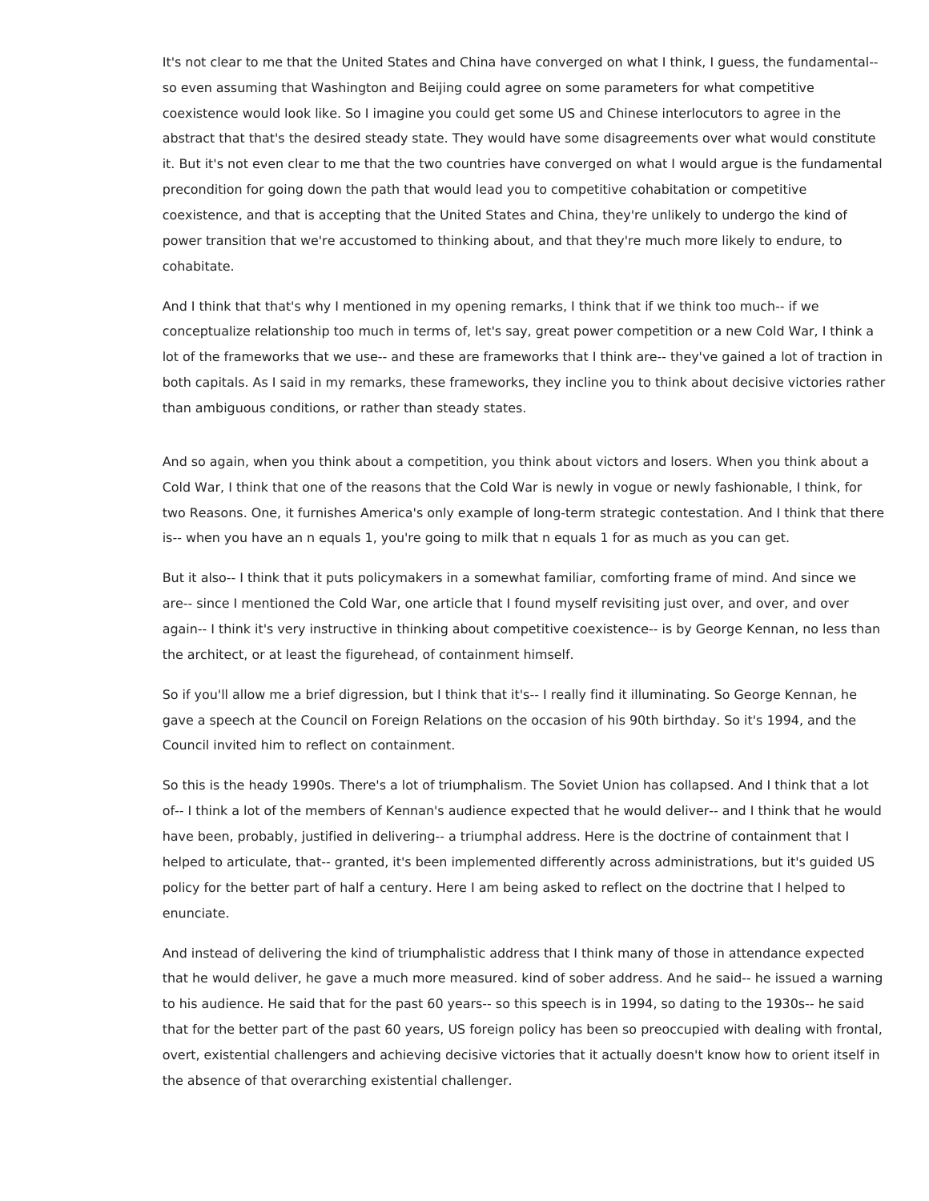It's not clear to me that the United States and China have converged on what I think, I guess, the fundamental-- so even assuming that Washington and Beijing could agree on some parameters for what competitive coexistence would look like. So I imagine you could get some US and Chinese interlocutors to agree in the abstract that that's the desired steady state. They would have some disagreements over what would constitute it. But it's not even clear to me that the two countries have converged on what I would argue is the fundamental precondition for going down the path that would lead you to competitive cohabitation or competitive coexistence, and that is accepting that the United States and China, they're unlikely to undergo the kind of power transition that we're accustomed to thinking about, and that they're much more likely to endure, to cohabitate.

And I think that that's why I mentioned in my opening remarks, I think that if we think too much-- if we conceptualize relationship too much in terms of, let's say, great power competition or a new Cold War, I think a lot of the frameworks that we use-- and these are frameworks that I think are-- they've gained a lot of traction in both capitals. As I said in my remarks, these frameworks, they incline you to think about decisive victories rather than ambiguous conditions, or rather than steady states.

And so again, when you think about a competition, you think about victors and losers. When you think about a Cold War, I think that one of the reasons that the Cold War is newly in vogue or newly fashionable, I think, for two Reasons. One, it furnishes America's only example of long-term strategic contestation. And I think that there is-- when you have an n equals 1, you're going to milk that n equals 1 for as much as you can get.

But it also-- I think that it puts policymakers in a somewhat familiar, comforting frame of mind. And since we are-- since I mentioned the Cold War, one article that I found myself revisiting just over, and over, and over again-- I think it's very instructive in thinking about competitive coexistence-- is by George Kennan, no less than the architect, or at least the figurehead, of containment himself.

So if you'll allow me a brief digression, but I think that it's-- I really find it illuminating. So George Kennan, he gave a speech at the Council on Foreign Relations on the occasion of his 90th birthday. So it's 1994, and the Council invited him to reflect on containment.

So this is the heady 1990s. There's a lot of triumphalism. The Soviet Union has collapsed. And I think that a lot of-- I think a lot of the members of Kennan's audience expected that he would deliver-- and I think that he would have been, probably, justified in delivering-- a triumphal address. Here is the doctrine of containment that I helped to articulate, that-- granted, it's been implemented differently across administrations, but it's guided US policy for the better part of half a century. Here I am being asked to reflect on the doctrine that I helped to enunciate.

And instead of delivering the kind of triumphalistic address that I think many of those in attendance expected that he would deliver, he gave a much more measured. kind of sober address. And he said-- he issued a warning to his audience. He said that for the past 60 years-- so this speech is in 1994, so dating to the 1930s-- he said that for the better part of the past 60 years, US foreign policy has been so preoccupied with dealing with frontal, overt, existential challengers and achieving decisive victories that it actually doesn't know how to orient itself in the absence of that overarching existential challenger.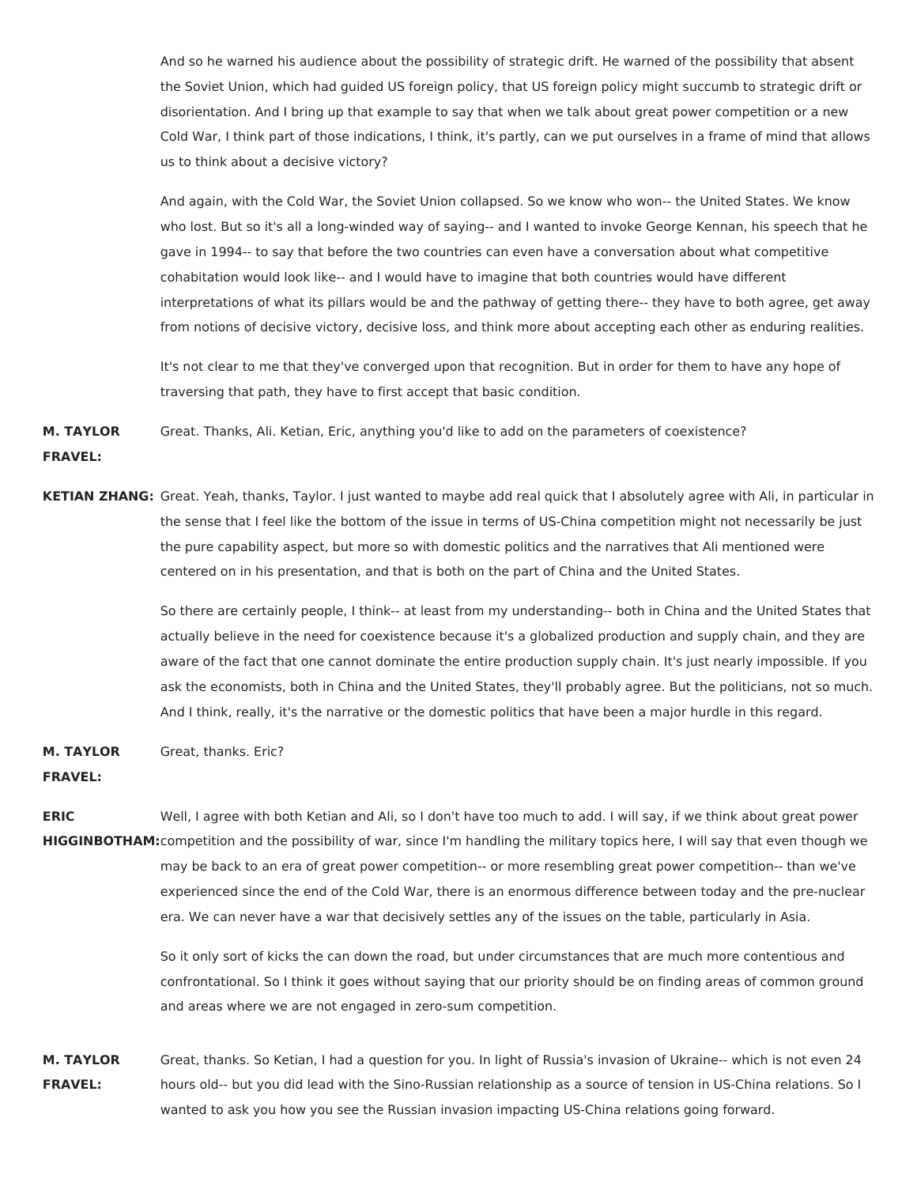And so he warned his audience about the possibility of strategic drift. He warned of the possibility that absent the Soviet Union, which had guided US foreign policy, that US foreign policy might succumb to strategic drift or disorientation. And I bring up that example to say that when we talk about great power competition or a new Cold War, I think part of those indications, I think, it's partly, can we put ourselves in a frame of mind that allows us to think about a decisive victory?

And again, with the Cold War, the Soviet Union collapsed. So we know who won-- the United States. We know who lost. But so it's all a long-winded way of saying-- and I wanted to invoke George Kennan, his speech that he gave in 1994-- to say that before the two countries can even have a conversation about what competitive cohabitation would look like-- and I would have to imagine that both countries would have different interpretations of what its pillars would be and the pathway of getting there-- they have to both agree, get away from notions of decisive victory, decisive loss, and think more about accepting each other as enduring realities.

It's not clear to me that they've converged upon that recognition. But in order for them to have any hope of traversing that path, they have to first accept that basic condition.

**M. TAYLOR FRAVEL:** Great. Thanks, Ali. Ketian, Eric, anything you'd like to add on the parameters of coexistence?

**KETIAN ZHANG:** Great. Yeah, thanks, Taylor. I just wanted to maybe add real quick that I absolutely agree with Ali, in particular in the sense that I feel like the bottom of the issue in terms of US-China competition might not necessarily be just the pure capability aspect, but more so with domestic politics and the narratives that Ali mentioned were centered on in his presentation, and that is both on the part of China and the United States.

So there are certainly people, I think-- at least from my understanding-- both in China and the United States that actually believe in the need for coexistence because it's a globalized production and supply chain, and they are aware of the fact that one cannot dominate the entire production supply chain. It's just nearly impossible. If you ask the economists, both in China and the United States, they'll probably agree. But the politicians, not so much. And I think, really, it's the narrative or the domestic politics that have been a major hurdle in this regard.

**M. TAYLOR FRAVEL:** Great, thanks. Eric?

**ERIC HIGGINBOTHAM:** Well, I agree with both Ketian and Ali, so I don't have too much to add. I will say, if we think about great power competition and the possibility of war, since I'm handling the military topics here, I will say that even though we may be back to an era of great power competition-- or more resembling great power competition-- than we've experienced since the end of the Cold War, there is an enormous difference between today and the pre-nuclear era. We can never have a war that decisively settles any of the issues on the table, particularly in Asia.

So it only sort of kicks the can down the road, but under circumstances that are much more contentious and confrontational. So I think it goes without saying that our priority should be on finding areas of common ground and areas where we are not engaged in zero-sum competition.

**M. TAYLOR FRAVEL:** Great, thanks. So Ketian, I had a question for you. In light of Russia's invasion of Ukraine-- which is not even 24 hours old-- but you did lead with the Sino-Russian relationship as a source of tension in US-China relations. So I wanted to ask you how you see the Russian invasion impacting US-China relations going forward.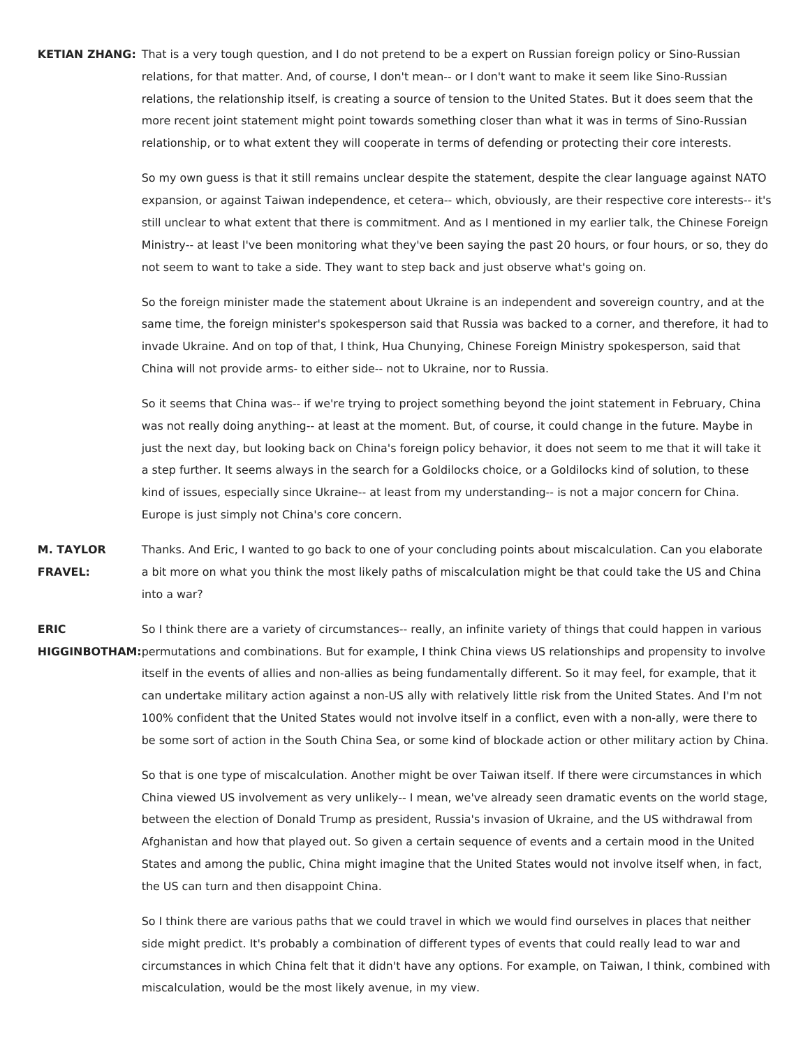**KETIAN ZHANG:** That is a very tough question, and I do not pretend to be a expert on Russian foreign policy or Sino-Russian relations, for that matter. And, of course, I don't mean-- or I don't want to make it seem like Sino-Russian relations, the relationship itself, is creating a source of tension to the United States. But it does seem that the more recent joint statement might point towards something closer than what it was in terms of Sino-Russian relationship, or to what extent they will cooperate in terms of defending or protecting their core interests.

So my own guess is that it still remains unclear despite the statement, despite the clear language against NATO expansion, or against Taiwan independence, et cetera-- which, obviously, are their respective core interests-- it's still unclear to what extent that there is commitment. And as I mentioned in my earlier talk, the Chinese Foreign Ministry-- at least I've been monitoring what they've been saying the past 20 hours, or four hours, or so, they do not seem to want to take a side. They want to step back and just observe what's going on.

So the foreign minister made the statement about Ukraine is an independent and sovereign country, and at the same time, the foreign minister's spokesperson said that Russia was backed to a corner, and therefore, it had to invade Ukraine. And on top of that, I think, Hua Chunying, Chinese Foreign Ministry spokesperson, said that China will not provide arms- to either side-- not to Ukraine, nor to Russia.

So it seems that China was-- if we're trying to project something beyond the joint statement in February, China was not really doing anything-- at least at the moment. But, of course, it could change in the future. Maybe in just the next day, but looking back on China's foreign policy behavior, it does not seem to me that it will take it a step further. It seems always in the search for a Goldilocks choice, or a Goldilocks kind of solution, to these kind of issues, especially since Ukraine-- at least from my understanding-- is not a major concern for China. Europe is just simply not China's core concern.

**M. TAYLOR FRAVEL:** Thanks. And Eric, I wanted to go back to one of your concluding points about miscalculation. Can you elaborate a bit more on what you think the most likely paths of miscalculation might be that could take the US and China into a war?

**ERIC HIGGINBOTHAM:** So I think there are a variety of circumstances-- really, an infinite variety of things that could happen in various permutations and combinations. But for example, I think China views US relationships and propensity to involve itself in the events of allies and non-allies as being fundamentally different. So it may feel, for example, that it can undertake military action against a non-US ally with relatively little risk from the United States. And I'm not 100% confident that the United States would not involve itself in a conflict, even with a non-ally, were there to be some sort of action in the South China Sea, or some kind of blockade action or other military action by China.

So that is one type of miscalculation. Another might be over Taiwan itself. If there were circumstances in which China viewed US involvement as very unlikely-- I mean, we've already seen dramatic events on the world stage, between the election of Donald Trump as president, Russia's invasion of Ukraine, and the US withdrawal from Afghanistan and how that played out. So given a certain sequence of events and a certain mood in the United States and among the public, China might imagine that the United States would not involve itself when, in fact, the US can turn and then disappoint China.

So I think there are various paths that we could travel in which we would find ourselves in places that neither side might predict. It's probably a combination of different types of events that could really lead to war and circumstances in which China felt that it didn't have any options. For example, on Taiwan, I think, combined with miscalculation, would be the most likely avenue, in my view.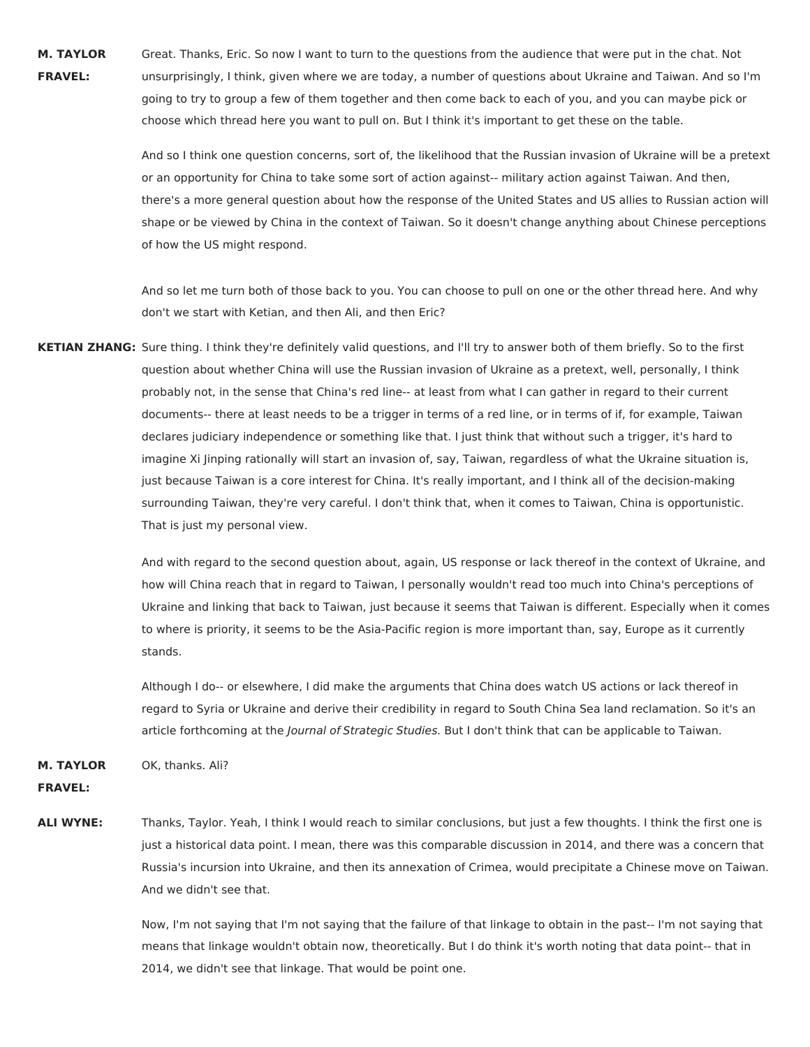**M. TAYLOR FRAVEL:** Great. Thanks, Eric. So now I want to turn to the questions from the audience that were put in the chat. Not unsurprisingly, I think, given where we are today, a number of questions about Ukraine and Taiwan. And so I'm going to try to group a few of them together and then come back to each of you, and you can maybe pick or choose which thread here you want to pull on. But I think it's important to get these on the table.

And so I think one question concerns, sort of, the likelihood that the Russian invasion of Ukraine will be a pretext or an opportunity for China to take some sort of action against-- military action against Taiwan. And then, there's a more general question about how the response of the United States and US allies to Russian action will shape or be viewed by China in the context of Taiwan. So it doesn't change anything about Chinese perceptions of how the US might respond.

And so let me turn both of those back to you. You can choose to pull on one or the other thread here. And why don't we start with Ketian, and then Ali, and then Eric?

**KETIAN ZHANG:** Sure thing. I think they're definitely valid questions, and I'll try to answer both of them briefly. So to the first question about whether China will use the Russian invasion of Ukraine as a pretext, well, personally, I think probably not, in the sense that China's red line-- at least from what I can gather in regard to their current documents-- there at least needs to be a trigger in terms of a red line, or in terms of if, for example, Taiwan declares judiciary independence or something like that. I just think that without such a trigger, it's hard to imagine Xi Jinping rationally will start an invasion of, say, Taiwan, regardless of what the Ukraine situation is, just because Taiwan is a core interest for China. It's really important, and I think all of the decision-making surrounding Taiwan, they're very careful. I don't think that, when it comes to Taiwan, China is opportunistic. That is just my personal view.

And with regard to the second question about, again, US response or lack thereof in the context of Ukraine, and how will China reach that in regard to Taiwan, I personally wouldn't read too much into China's perceptions of Ukraine and linking that back to Taiwan, just because it seems that Taiwan is different. Especially when it comes to where is priority, it seems to be the Asia-Pacific region is more important than, say, Europe as it currently stands.

Although I do-- or elsewhere, I did make the arguments that China does watch US actions or lack thereof in regard to Syria or Ukraine and derive their credibility in regard to South China Sea land reclamation. So it's an article forthcoming at the *Journal of Strategic Studies.* But I don't think that can be applicable to Taiwan.

**M. TAYLOR FRAVEL:** OK, thanks. Ali?

**ALI WYNE:** Thanks, Taylor. Yeah, I think I would reach to similar conclusions, but just a few thoughts. I think the first one is just a historical data point. I mean, there was this comparable discussion in 2014, and there was a concern that Russia's incursion into Ukraine, and then its annexation of Crimea, would precipitate a Chinese move on Taiwan. And we didn't see that.

Now, I'm not saying that I'm not saying that the failure of that linkage to obtain in the past-- I'm not saying that means that linkage wouldn't obtain now, theoretically. But I do think it's worth noting that data point-- that in 2014, we didn't see that linkage. That would be point one.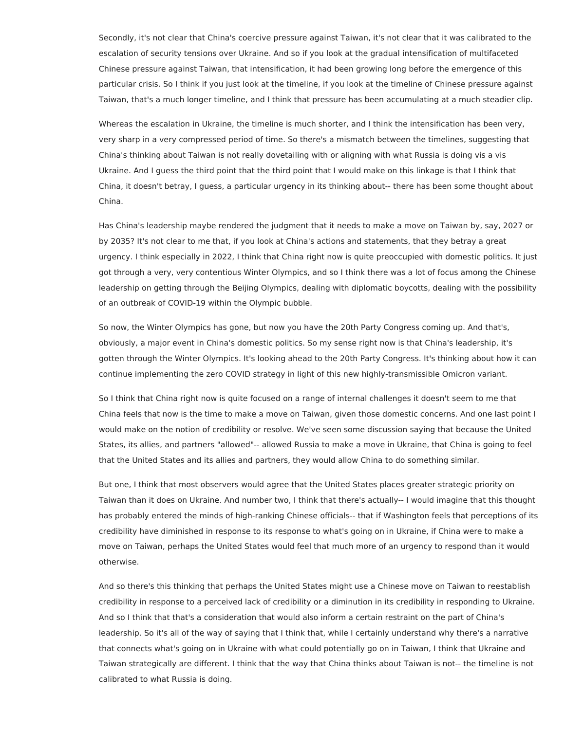Secondly, it's not clear that China's coercive pressure against Taiwan, it's not clear that it was calibrated to the escalation of security tensions over Ukraine. And so if you look at the gradual intensification of multifaceted Chinese pressure against Taiwan, that intensification, it had been growing long before the emergence of this particular crisis. So I think if you just look at the timeline, if you look at the timeline of Chinese pressure against Taiwan, that's a much longer timeline, and I think that pressure has been accumulating at a much steadier clip.

Whereas the escalation in Ukraine, the timeline is much shorter, and I think the intensification has been very, very sharp in a very compressed period of time. So there's a mismatch between the timelines, suggesting that China's thinking about Taiwan is not really dovetailing with or aligning with what Russia is doing vis a vis Ukraine. And I guess the third point that the third point that I would make on this linkage is that I think that China, it doesn't betray, I guess, a particular urgency in its thinking about-- there has been some thought about China.

Has China's leadership maybe rendered the judgment that it needs to make a move on Taiwan by, say, 2027 or by 2035? It's not clear to me that, if you look at China's actions and statements, that they betray a great urgency. I think especially in 2022, I think that China right now is quite preoccupied with domestic politics. It just got through a very, very contentious Winter Olympics, and so I think there was a lot of focus among the Chinese leadership on getting through the Beijing Olympics, dealing with diplomatic boycotts, dealing with the possibility of an outbreak of COVID-19 within the Olympic bubble.

So now, the Winter Olympics has gone, but now you have the 20th Party Congress coming up. And that's, obviously, a major event in China's domestic politics. So my sense right now is that China's leadership, it's gotten through the Winter Olympics. It's looking ahead to the 20th Party Congress. It's thinking about how it can continue implementing the zero COVID strategy in light of this new highly-transmissible Omicron variant.

So I think that China right now is quite focused on a range of internal challenges it doesn't seem to me that China feels that now is the time to make a move on Taiwan, given those domestic concerns. And one last point I would make on the notion of credibility or resolve. We've seen some discussion saying that because the United States, its allies, and partners "allowed"-- allowed Russia to make a move in Ukraine, that China is going to feel that the United States and its allies and partners, they would allow China to do something similar.

But one, I think that most observers would agree that the United States places greater strategic priority on Taiwan than it does on Ukraine. And number two, I think that there's actually-- I would imagine that this thought has probably entered the minds of high-ranking Chinese officials-- that if Washington feels that perceptions of its credibility have diminished in response to its response to what's going on in Ukraine, if China were to make a move on Taiwan, perhaps the United States would feel that much more of an urgency to respond than it would otherwise.

And so there's this thinking that perhaps the United States might use a Chinese move on Taiwan to reestablish credibility in response to a perceived lack of credibility or a diminution in its credibility in responding to Ukraine. And so I think that that's a consideration that would also inform a certain restraint on the part of China's leadership. So it's all of the way of saying that I think that, while I certainly understand why there's a narrative that connects what's going on in Ukraine with what could potentially go on in Taiwan, I think that Ukraine and Taiwan strategically are different. I think that the way that China thinks about Taiwan is not-- the timeline is not calibrated to what Russia is doing.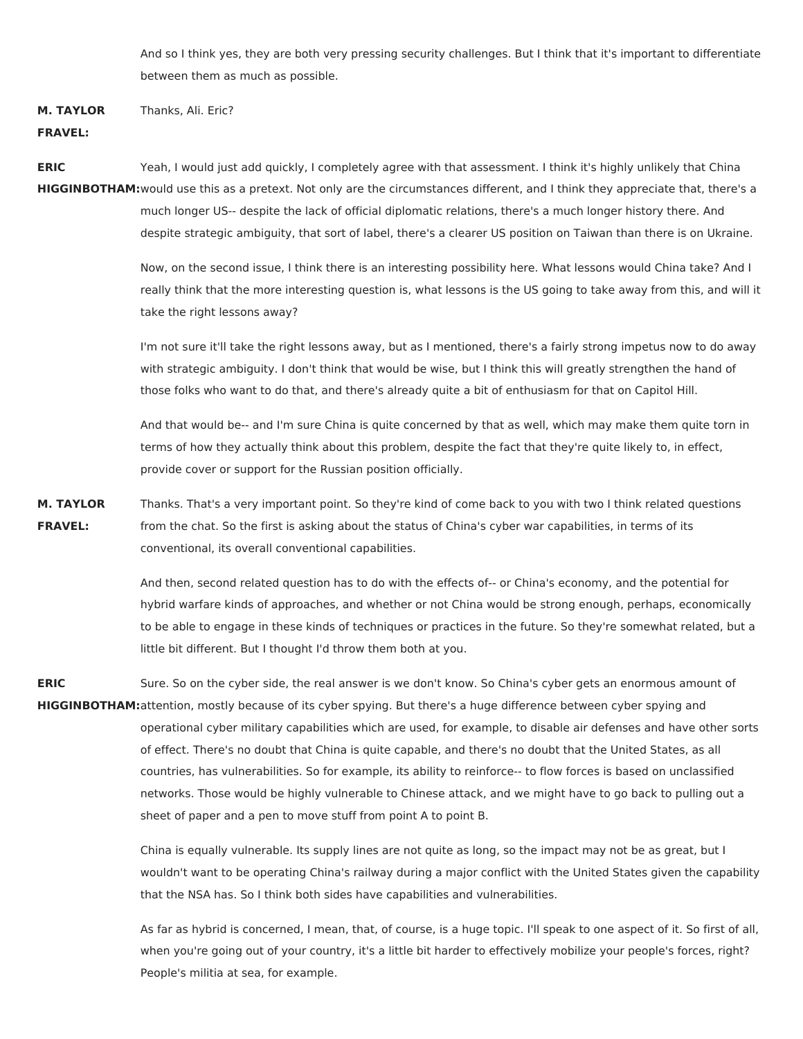And so I think yes, they are both very pressing security challenges. But I think that it's important to differentiate between them as much as possible.

**M. TAYLOR FRAVEL:** Thanks, Ali. Eric?

**ERIC HIGGINBOTHAM:** Yeah, I would just add quickly, I completely agree with that assessment. I think it's highly unlikely that China would use this as a pretext. Not only are the circumstances different, and I think they appreciate that, there's a much longer US-- despite the lack of official diplomatic relations, there's a much longer history there. And despite strategic ambiguity, that sort of label, there's a clearer US position on Taiwan than there is on Ukraine.

Now, on the second issue, I think there is an interesting possibility here. What lessons would China take? And I really think that the more interesting question is, what lessons is the US going to take away from this, and will it take the right lessons away?

I'm not sure it'll take the right lessons away, but as I mentioned, there's a fairly strong impetus now to do away with strategic ambiguity. I don't think that would be wise, but I think this will greatly strengthen the hand of those folks who want to do that, and there's already quite a bit of enthusiasm for that on Capitol Hill.

And that would be-- and I'm sure China is quite concerned by that as well, which may make them quite torn in terms of how they actually think about this problem, despite the fact that they're quite likely to, in effect, provide cover or support for the Russian position officially.

**M. TAYLOR FRAVEL:** Thanks. That's a very important point. So they're kind of come back to you with two I think related questions from the chat. So the first is asking about the status of China's cyber war capabilities, in terms of its conventional, its overall conventional capabilities.

And then, second related question has to do with the effects of-- or China's economy, and the potential for hybrid warfare kinds of approaches, and whether or not China would be strong enough, perhaps, economically to be able to engage in these kinds of techniques or practices in the future. So they're somewhat related, but a little bit different. But I thought I'd throw them both at you.

**ERIC HIGGINBOTHAM:** Sure. So on the cyber side, the real answer is we don't know. So China's cyber gets an enormous amount of attention, mostly because of its cyber spying. But there's a huge difference between cyber spying and operational cyber military capabilities which are used, for example, to disable air defenses and have other sorts of effect. There's no doubt that China is quite capable, and there's no doubt that the United States, as all countries, has vulnerabilities. So for example, its ability to reinforce-- to flow forces is based on unclassified networks. Those would be highly vulnerable to Chinese attack, and we might have to go back to pulling out a sheet of paper and a pen to move stuff from point A to point B.

China is equally vulnerable. Its supply lines are not quite as long, so the impact may not be as great, but I wouldn't want to be operating China's railway during a major conflict with the United States given the capability that the NSA has. So I think both sides have capabilities and vulnerabilities.

As far as hybrid is concerned, I mean, that, of course, is a huge topic. I'll speak to one aspect of it. So first of all, when you're going out of your country, it's a little bit harder to effectively mobilize your people's forces, right? People's militia at sea, for example.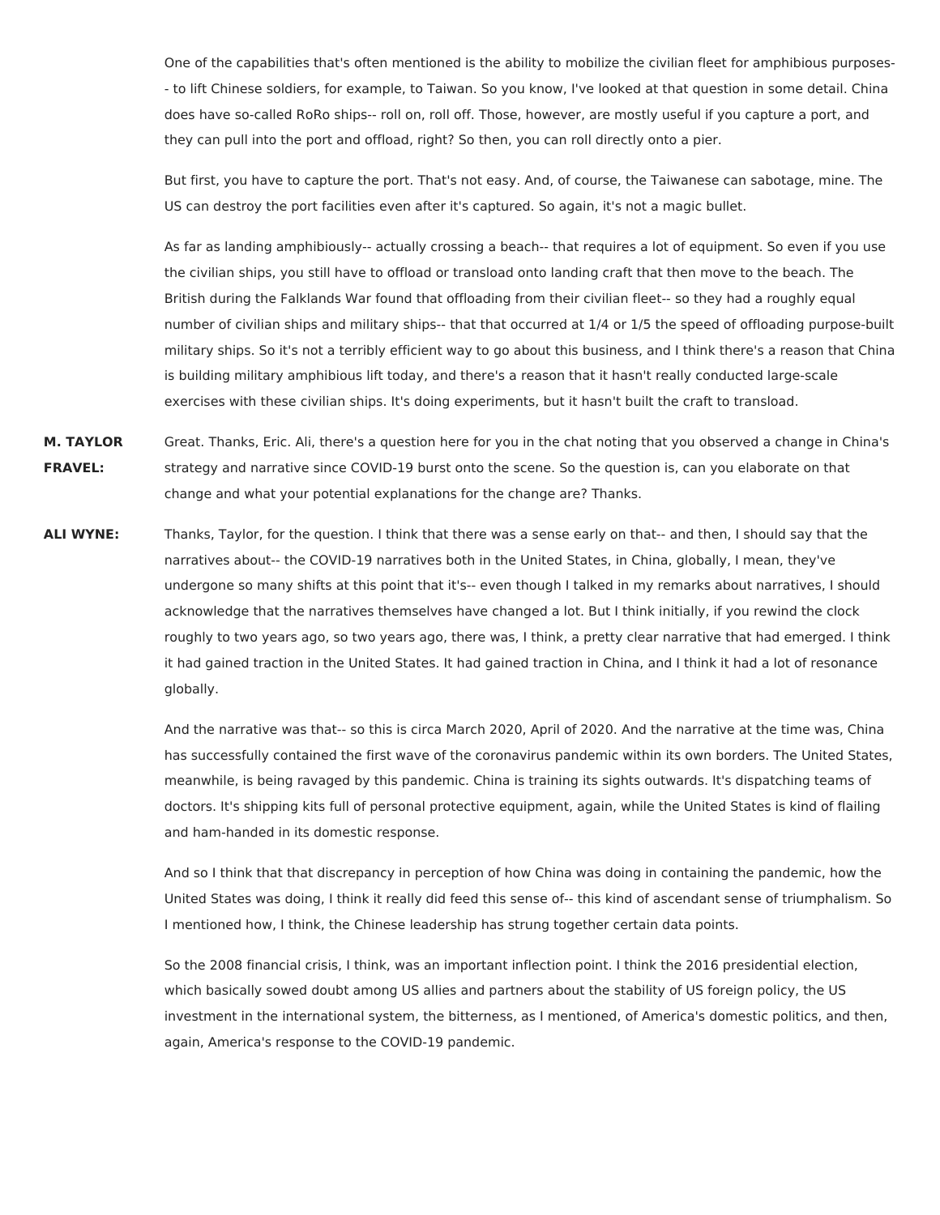One of the capabilities that's often mentioned is the ability to mobilize the civilian fleet for amphibious purposes-- to lift Chinese soldiers, for example, to Taiwan. So you know, I've looked at that question in some detail. China does have so-called RoRo ships-- roll on, roll off. Those, however, are mostly useful if you capture a port, and they can pull into the port and offload, right? So then, you can roll directly onto a pier.

But first, you have to capture the port. That's not easy. And, of course, the Taiwanese can sabotage, mine. The US can destroy the port facilities even after it's captured. So again, it's not a magic bullet.

As far as landing amphibiously-- actually crossing a beach-- that requires a lot of equipment. So even if you use the civilian ships, you still have to offload or transload onto landing craft that then move to the beach. The British during the Falklands War found that offloading from their civilian fleet-- so they had a roughly equal number of civilian ships and military ships-- that that occurred at 1/4 or 1/5 the speed of offloading purpose-built military ships. So it's not a terribly efficient way to go about this business, and I think there's a reason that China is building military amphibious lift today, and there's a reason that it hasn't really conducted large-scale exercises with these civilian ships. It's doing experiments, but it hasn't built the craft to transload.

**M. TAYLOR FRAVEL:** Great. Thanks, Eric. Ali, there's a question here for you in the chat noting that you observed a change in China's strategy and narrative since COVID-19 burst onto the scene. So the question is, can you elaborate on that change and what your potential explanations for the change are? Thanks.

**ALI WYNE:** Thanks, Taylor, for the question. I think that there was a sense early on that-- and then, I should say that the narratives about-- the COVID-19 narratives both in the United States, in China, globally, I mean, they've undergone so many shifts at this point that it's-- even though I talked in my remarks about narratives, I should acknowledge that the narratives themselves have changed a lot. But I think initially, if you rewind the clock roughly to two years ago, so two years ago, there was, I think, a pretty clear narrative that had emerged. I think it had gained traction in the United States. It had gained traction in China, and I think it had a lot of resonance globally.

And the narrative was that-- so this is circa March 2020, April of 2020. And the narrative at the time was, China has successfully contained the first wave of the coronavirus pandemic within its own borders. The United States, meanwhile, is being ravaged by this pandemic. China is training its sights outwards. It's dispatching teams of doctors. It's shipping kits full of personal protective equipment, again, while the United States is kind of flailing and ham-handed in its domestic response.

And so I think that that discrepancy in perception of how China was doing in containing the pandemic, how the United States was doing, I think it really did feed this sense of-- this kind of ascendant sense of triumphalism. So I mentioned how, I think, the Chinese leadership has strung together certain data points.

So the 2008 financial crisis, I think, was an important inflection point. I think the 2016 presidential election, which basically sowed doubt among US allies and partners about the stability of US foreign policy, the US investment in the international system, the bitterness, as I mentioned, of America's domestic politics, and then, again, America's response to the COVID-19 pandemic.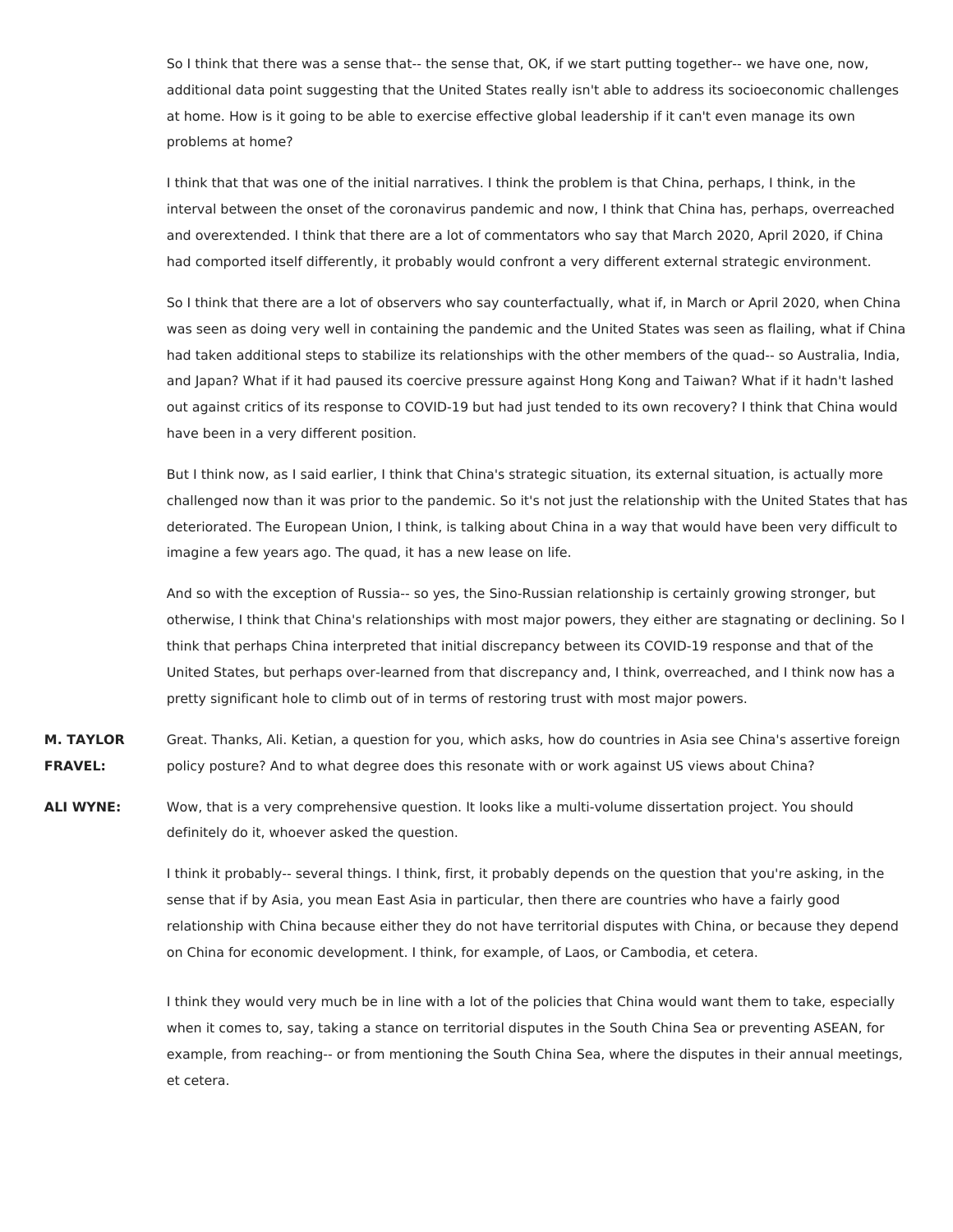So I think that there was a sense that-- the sense that, OK, if we start putting together-- we have one, now, additional data point suggesting that the United States really isn't able to address its socioeconomic challenges at home. How is it going to be able to exercise effective global leadership if it can't even manage its own problems at home?

I think that that was one of the initial narratives. I think the problem is that China, perhaps, I think, in the interval between the onset of the coronavirus pandemic and now, I think that China has, perhaps, overreached and overextended. I think that there are a lot of commentators who say that March 2020, April 2020, if China had comported itself differently, it probably would confront a very different external strategic environment.

So I think that there are a lot of observers who say counterfactually, what if, in March or April 2020, when China was seen as doing very well in containing the pandemic and the United States was seen as flailing, what if China had taken additional steps to stabilize its relationships with the other members of the quad-- so Australia, India, and Japan? What if it had paused its coercive pressure against Hong Kong and Taiwan? What if it hadn't lashed out against critics of its response to COVID-19 but had just tended to its own recovery? I think that China would have been in a very different position.

But I think now, as I said earlier, I think that China's strategic situation, its external situation, is actually more challenged now than it was prior to the pandemic. So it's not just the relationship with the United States that has deteriorated. The European Union, I think, is talking about China in a way that would have been very difficult to imagine a few years ago. The quad, it has a new lease on life.

And so with the exception of Russia-- so yes, the Sino-Russian relationship is certainly growing stronger, but otherwise, I think that China's relationships with most major powers, they either are stagnating or declining. So I think that perhaps China interpreted that initial discrepancy between its COVID-19 response and that of the United States, but perhaps over-learned from that discrepancy and, I think, overreached, and I think now has a pretty significant hole to climb out of in terms of restoring trust with most major powers.

**M. TAYLOR FRAVEL:** Great. Thanks, Ali. Ketian, a question for you, which asks, how do countries in Asia see China's assertive foreign policy posture? And to what degree does this resonate with or work against US views about China?

**ALI WYNE:** Wow, that is a very comprehensive question. It looks like a multi-volume dissertation project. You should definitely do it, whoever asked the question.

I think it probably-- several things. I think, first, it probably depends on the question that you're asking, in the sense that if by Asia, you mean East Asia in particular, then there are countries who have a fairly good relationship with China because either they do not have territorial disputes with China, or because they depend on China for economic development. I think, for example, of Laos, or Cambodia, et cetera.

I think they would very much be in line with a lot of the policies that China would want them to take, especially when it comes to, say, taking a stance on territorial disputes in the South China Sea or preventing ASEAN, for example, from reaching-- or from mentioning the South China Sea, where the disputes in their annual meetings, et cetera.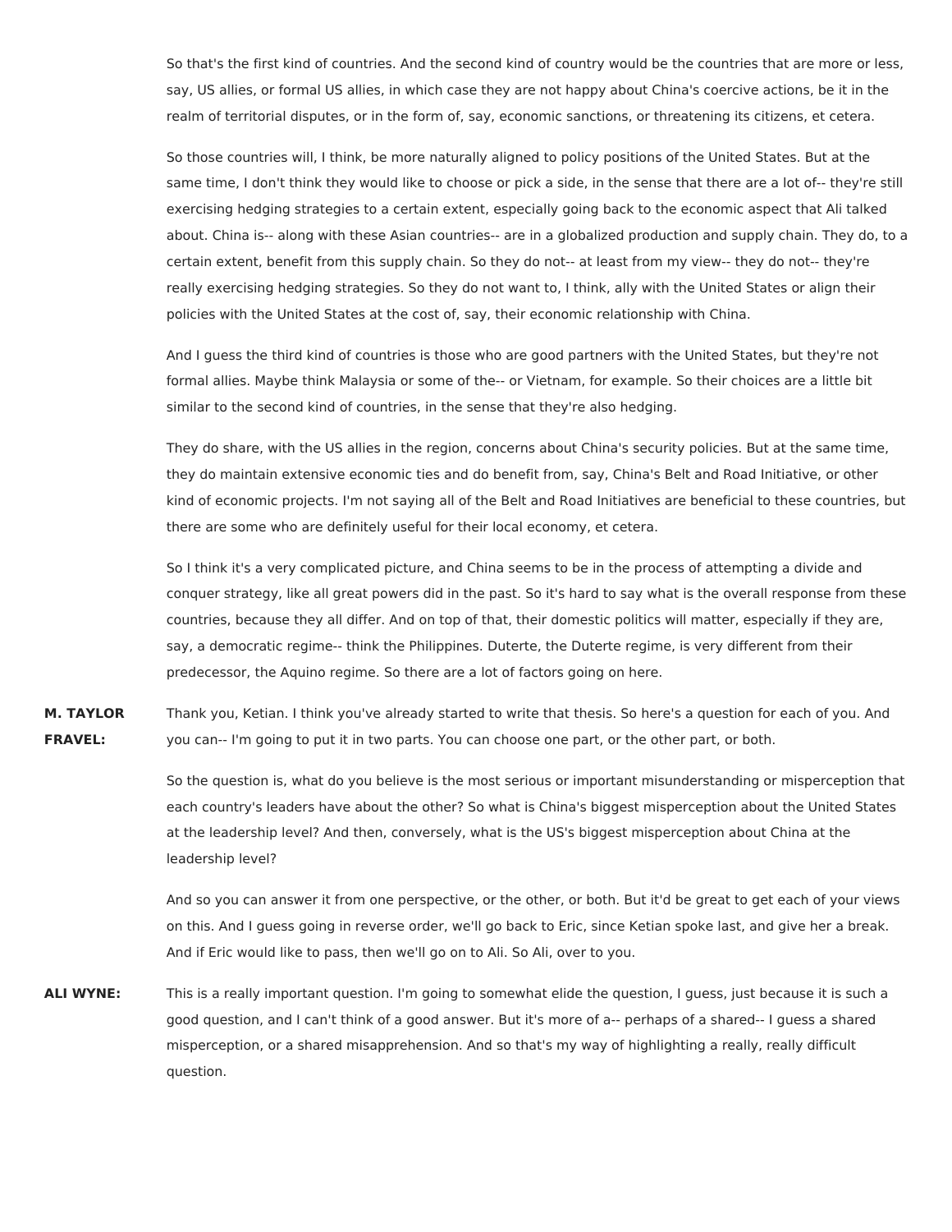So that's the first kind of countries. And the second kind of country would be the countries that are more or less, say, US allies, or formal US allies, in which case they are not happy about China's coercive actions, be it in the realm of territorial disputes, or in the form of, say, economic sanctions, or threatening its citizens, et cetera.

So those countries will, I think, be more naturally aligned to policy positions of the United States. But at the same time, I don't think they would like to choose or pick a side, in the sense that there are a lot of-- they're still exercising hedging strategies to a certain extent, especially going back to the economic aspect that Ali talked about. China is-- along with these Asian countries-- are in a globalized production and supply chain. They do, to a certain extent, benefit from this supply chain. So they do not-- at least from my view-- they do not-- they're really exercising hedging strategies. So they do not want to, I think, ally with the United States or align their policies with the United States at the cost of, say, their economic relationship with China.

And I guess the third kind of countries is those who are good partners with the United States, but they're not formal allies. Maybe think Malaysia or some of the-- or Vietnam, for example. So their choices are a little bit similar to the second kind of countries, in the sense that they're also hedging.

They do share, with the US allies in the region, concerns about China's security policies. But at the same time, they do maintain extensive economic ties and do benefit from, say, China's Belt and Road Initiative, or other kind of economic projects. I'm not saying all of the Belt and Road Initiatives are beneficial to these countries, but there are some who are definitely useful for their local economy, et cetera.

So I think it's a very complicated picture, and China seems to be in the process of attempting a divide and conquer strategy, like all great powers did in the past. So it's hard to say what is the overall response from these countries, because they all differ. And on top of that, their domestic politics will matter, especially if they are, say, a democratic regime-- think the Philippines. Duterte, the Duterte regime, is very different from their predecessor, the Aquino regime. So there are a lot of factors going on here.

**M. TAYLOR FRAVEL:** Thank you, Ketian. I think you've already started to write that thesis. So here's a question for each of you. And you can-- I'm going to put it in two parts. You can choose one part, or the other part, or both.

So the question is, what do you believe is the most serious or important misunderstanding or misperception that each country's leaders have about the other? So what is China's biggest misperception about the United States at the leadership level? And then, conversely, what is the US's biggest misperception about China at the leadership level?

And so you can answer it from one perspective, or the other, or both. But it'd be great to get each of your views on this. And I guess going in reverse order, we'll go back to Eric, since Ketian spoke last, and give her a break. And if Eric would like to pass, then we'll go on to Ali. So Ali, over to you.

**ALI WYNE:** This is a really important question. I'm going to somewhat elide the question, I guess, just because it is such a good question, and I can't think of a good answer. But it's more of a-- perhaps of a shared-- I guess a shared misperception, or a shared misapprehension. And so that's my way of highlighting a really, really difficult question.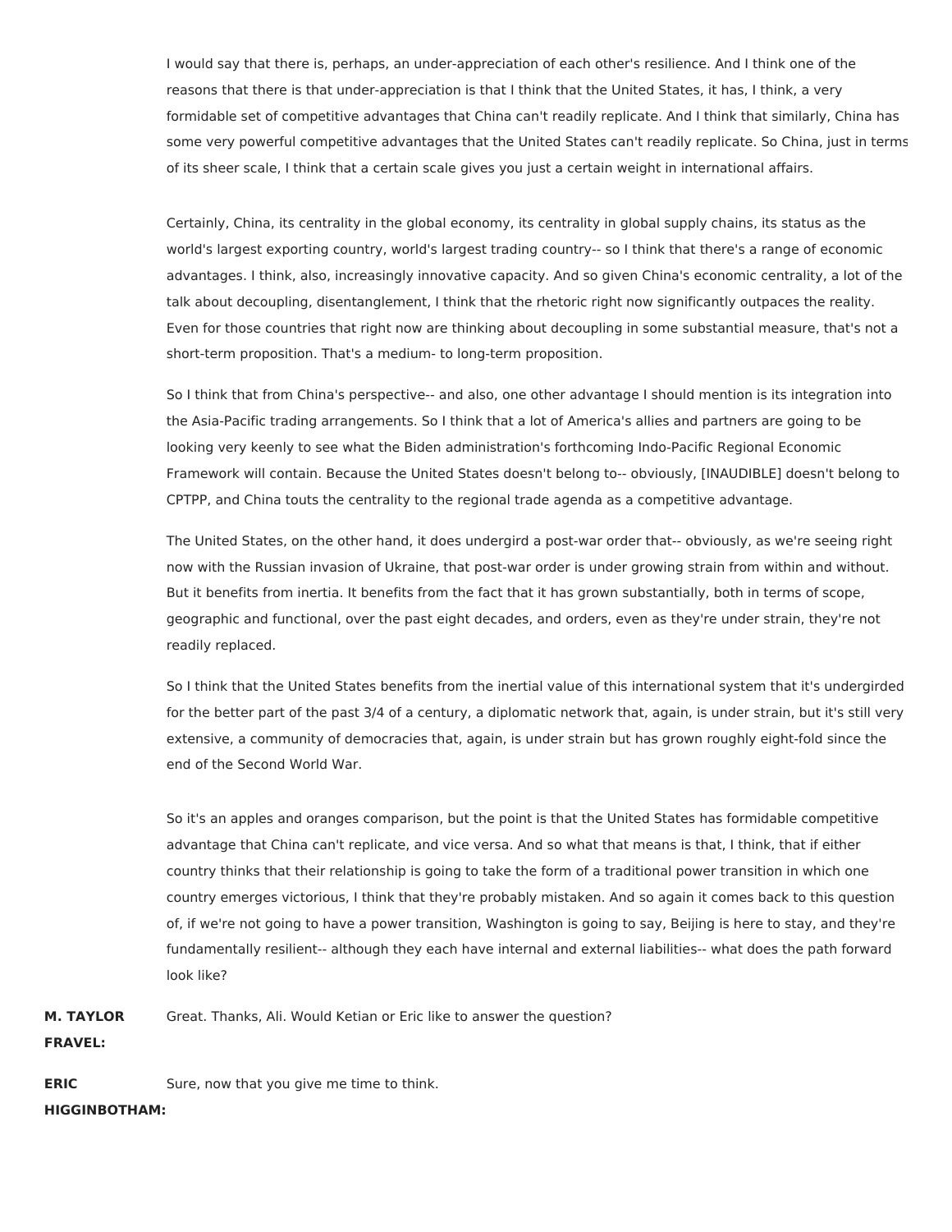I would say that there is, perhaps, an under-appreciation of each other's resilience. And I think one of the reasons that there is that under-appreciation is that I think that the United States, it has, I think, a very formidable set of competitive advantages that China can't readily replicate. And I think that similarly, China has some very powerful competitive advantages that the United States can't readily replicate. So China, just in terms of its sheer scale, I think that a certain scale gives you just a certain weight in international affairs.

Certainly, China, its centrality in the global economy, its centrality in global supply chains, its status as the world's largest exporting country, world's largest trading country-- so I think that there's a range of economic advantages. I think, also, increasingly innovative capacity. And so given China's economic centrality, a lot of the talk about decoupling, disentanglement, I think that the rhetoric right now significantly outpaces the reality. Even for those countries that right now are thinking about decoupling in some substantial measure, that's not a short-term proposition. That's a medium- to long-term proposition.

So I think that from China's perspective-- and also, one other advantage I should mention is its integration into the Asia-Pacific trading arrangements. So I think that a lot of America's allies and partners are going to be looking very keenly to see what the Biden administration's forthcoming Indo-Pacific Regional Economic Framework will contain. Because the United States doesn't belong to-- obviously, [INAUDIBLE] doesn't belong to CPTPP, and China touts the centrality to the regional trade agenda as a competitive advantage.

The United States, on the other hand, it does undergird a post-war order that-- obviously, as we're seeing right now with the Russian invasion of Ukraine, that post-war order is under growing strain from within and without. But it benefits from inertia. It benefits from the fact that it has grown substantially, both in terms of scope, geographic and functional, over the past eight decades, and orders, even as they're under strain, they're not readily replaced.

So I think that the United States benefits from the inertial value of this international system that it's undergirded for the better part of the past 3/4 of a century, a diplomatic network that, again, is under strain, but it's still very extensive, a community of democracies that, again, is under strain but has grown roughly eight-fold since the end of the Second World War.

So it's an apples and oranges comparison, but the point is that the United States has formidable competitive advantage that China can't replicate, and vice versa. And so what that means is that, I think, that if either country thinks that their relationship is going to take the form of a traditional power transition in which one country emerges victorious, I think that they're probably mistaken. And so again it comes back to this question of, if we're not going to have a power transition, Washington is going to say, Beijing is here to stay, and they're fundamentally resilient-- although they each have internal and external liabilities-- what does the path forward look like?

**M. TAYLOR FRAVEL:** Great. Thanks, Ali. Would Ketian or Eric like to answer the question?

**ERIC HIGGINBOTHAM:** Sure, now that you give me time to think.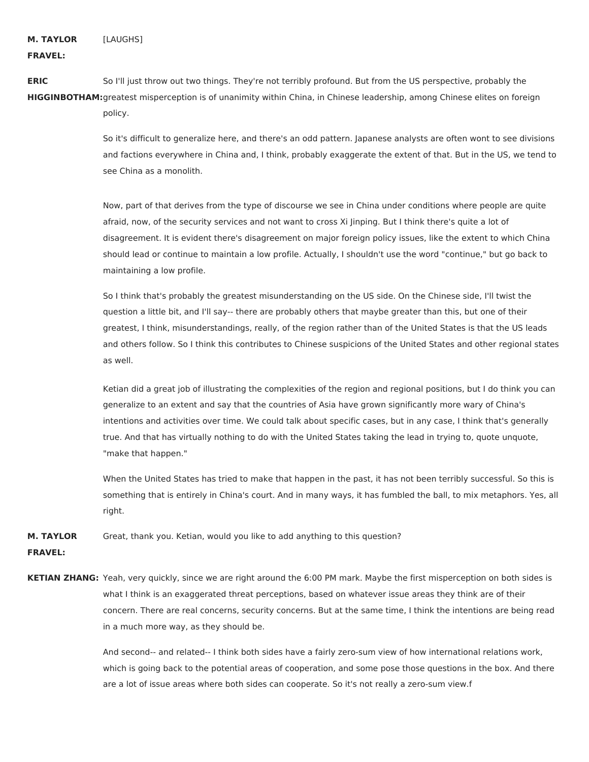**M. TAYLOR FRAVEL:** [LAUGHS]

**ERIC HIGGINBOTHAM:** So I'll just throw out two things. They're not terribly profound. But from the US perspective, probably the greatest misperception is of unanimity within China, in Chinese leadership, among Chinese elites on foreign policy.

So it's difficult to generalize here, and there's an odd pattern. Japanese analysts are often wont to see divisions and factions everywhere in China and, I think, probably exaggerate the extent of that. But in the US, we tend to see China as a monolith.

Now, part of that derives from the type of discourse we see in China under conditions where people are quite afraid, now, of the security services and not want to cross Xi Jinping. But I think there's quite a lot of disagreement. It is evident there's disagreement on major foreign policy issues, like the extent to which China should lead or continue to maintain a low profile. Actually, I shouldn't use the word "continue," but go back to maintaining a low profile.

So I think that's probably the greatest misunderstanding on the US side. On the Chinese side, I'll twist the question a little bit, and I'll say-- there are probably others that maybe greater than this, but one of their greatest, I think, misunderstandings, really, of the region rather than of the United States is that the US leads and others follow. So I think this contributes to Chinese suspicions of the United States and other regional states as well.

Ketian did a great job of illustrating the complexities of the region and regional positions, but I do think you can generalize to an extent and say that the countries of Asia have grown significantly more wary of China's intentions and activities over time. We could talk about specific cases, but in any case, I think that's generally true. And that has virtually nothing to do with the United States taking the lead in trying to, quote unquote, "make that happen."

When the United States has tried to make that happen in the past, it has not been terribly successful. So this is something that is entirely in China's court. And in many ways, it has fumbled the ball, to mix metaphors. Yes, all right.

**M. TAYLOR FRAVEL:** Great, thank you. Ketian, would you like to add anything to this question?

**KETIAN ZHANG:** Yeah, very quickly, since we are right around the 6:00 PM mark. Maybe the first misperception on both sides is what I think is an exaggerated threat perceptions, based on whatever issue areas they think are of their concern. There are real concerns, security concerns. But at the same time, I think the intentions are being read in a much more way, as they should be.

And second-- and related-- I think both sides have a fairly zero-sum view of how international relations work, which is going back to the potential areas of cooperation, and some pose those questions in the box. And there are a lot of issue areas where both sides can cooperate. So it's not really a zero-sum view.f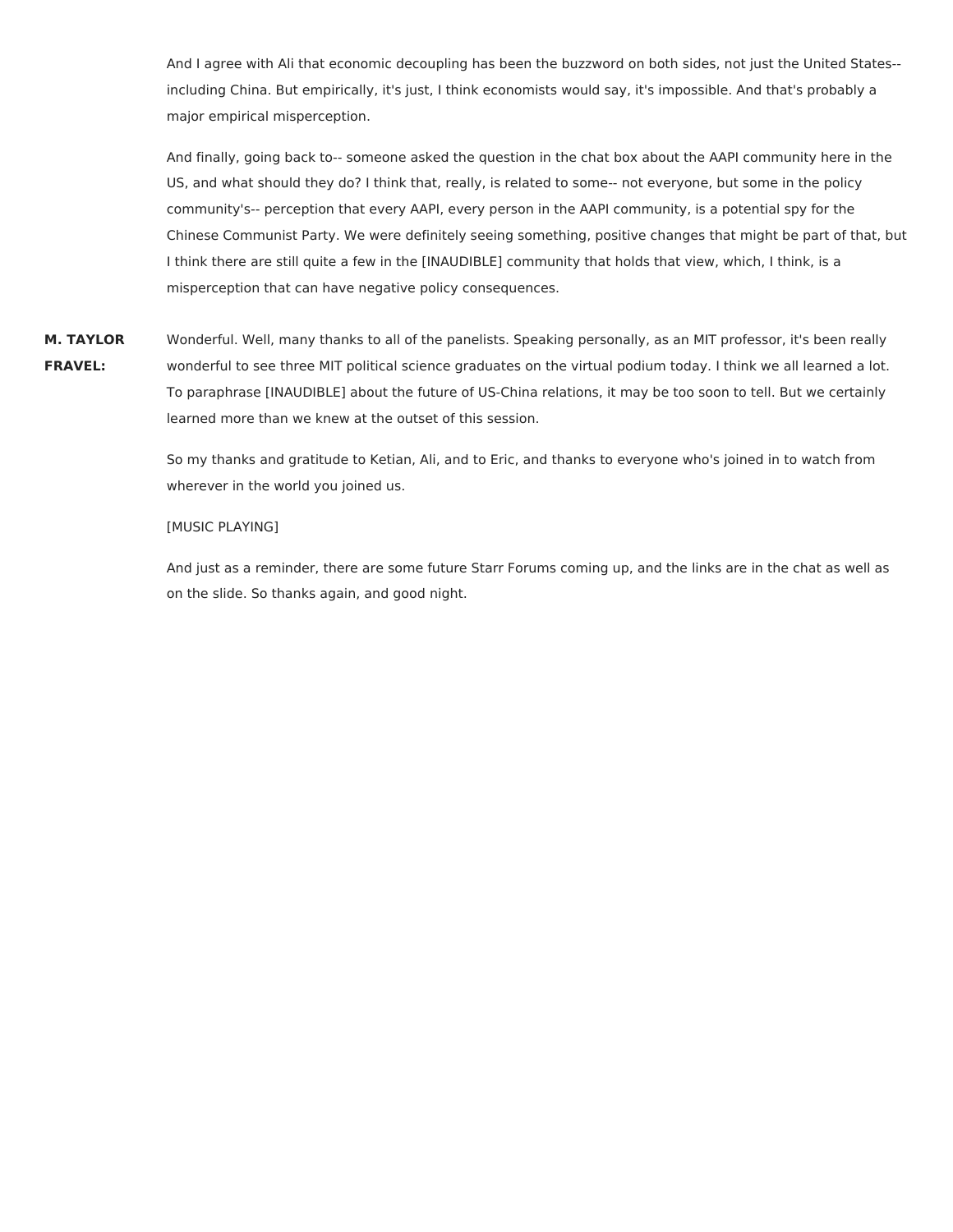And I agree with Ali that economic decoupling has been the buzzword on both sides, not just the United States-- including China. But empirically, it's just, I think economists would say, it's impossible. And that's probably a major empirical misperception.

And finally, going back to-- someone asked the question in the chat box about the AAPI community here in the US, and what should they do? I think that, really, is related to some-- not everyone, but some in the policy community's-- perception that every AAPI, every person in the AAPI community, is a potential spy for the Chinese Communist Party. We were definitely seeing something, positive changes that might be part of that, but I think there are still quite a few in the [INAUDIBLE] community that holds that view, which, I think, is a misperception that can have negative policy consequences.

**M. TAYLOR FRAVEL:** Wonderful. Well, many thanks to all of the panelists. Speaking personally, as an MIT professor, it's been really wonderful to see three MIT political science graduates on the virtual podium today. I think we all learned a lot. To paraphrase [INAUDIBLE] about the future of US-China relations, it may be too soon to tell. But we certainly learned more than we knew at the outset of this session.

So my thanks and gratitude to Ketian, Ali, and to Eric, and thanks to everyone who's joined in to watch from wherever in the world you joined us.

[MUSIC PLAYING]

And just as a reminder, there are some future Starr Forums coming up, and the links are in the chat as well as on the slide. So thanks again, and good night.